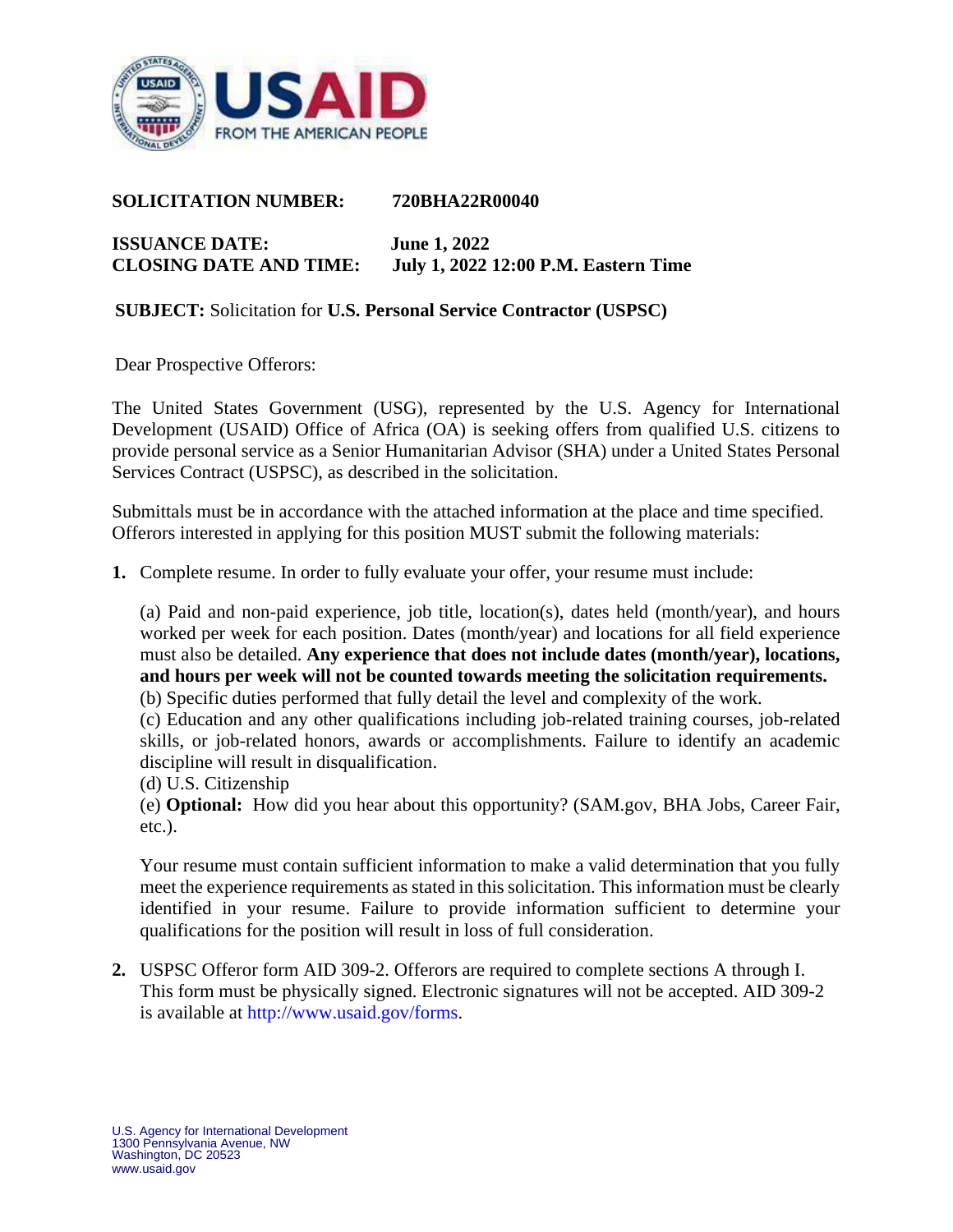**SOLICITATION NUMBER:** 720BHA22R00040

**ISSUANCE DATE:** June 1, 2022
**CLOSING DATE AND TIME:** July 1, 2022 12:00 P.M. Eastern Time

**SUBJECT:** Solicitation for **U.S. Personal Service Contractor (USPSC)**

Dear Prospective Offerors:

The United States Government (USG), represented by the U.S. Agency for International Development (USAID) Office of Africa (OA) is seeking offers from qualified U.S. citizens to provide personal service as a Senior Humanitarian Advisor (SHA) under a United States Personal Services Contract (USPSC), as described in the solicitation.

Submittals must be in accordance with the attached information at the place and time specified. Offerors interested in applying for this position MUST submit the following materials:

**1.** Complete resume. In order to fully evaluate your offer, your resume must include:

(a) Paid and non-paid experience, job title, location(s), dates held (month/year), and hours worked per week for each position. Dates (month/year) and locations for all field experience must also be detailed. **Any experience that does not include dates (month/year), locations, and hours per week will not be counted towards meeting the solicitation requirements.**
(b) Specific duties performed that fully detail the level and complexity of the work.
(c) Education and any other qualifications including job-related training courses, job-related skills, or job-related honors, awards or accomplishments. Failure to identify an academic discipline will result in disqualification.
(d) U.S. Citizenship
(e) **Optional:** How did you hear about this opportunity? (SAM.gov, BHA Jobs, Career Fair, etc.).

Your resume must contain sufficient information to make a valid determination that you fully meet the experience requirements as stated in this solicitation. This information must be clearly identified in your resume. Failure to provide information sufficient to determine your qualifications for the position will result in loss of full consideration.

**2.** USPSC Offeror form AID 309-2. Offerors are required to complete sections A through I. This form must be physically signed. Electronic signatures will not be accepted. AID 309-2 is available at http://www.usaid.gov/forms.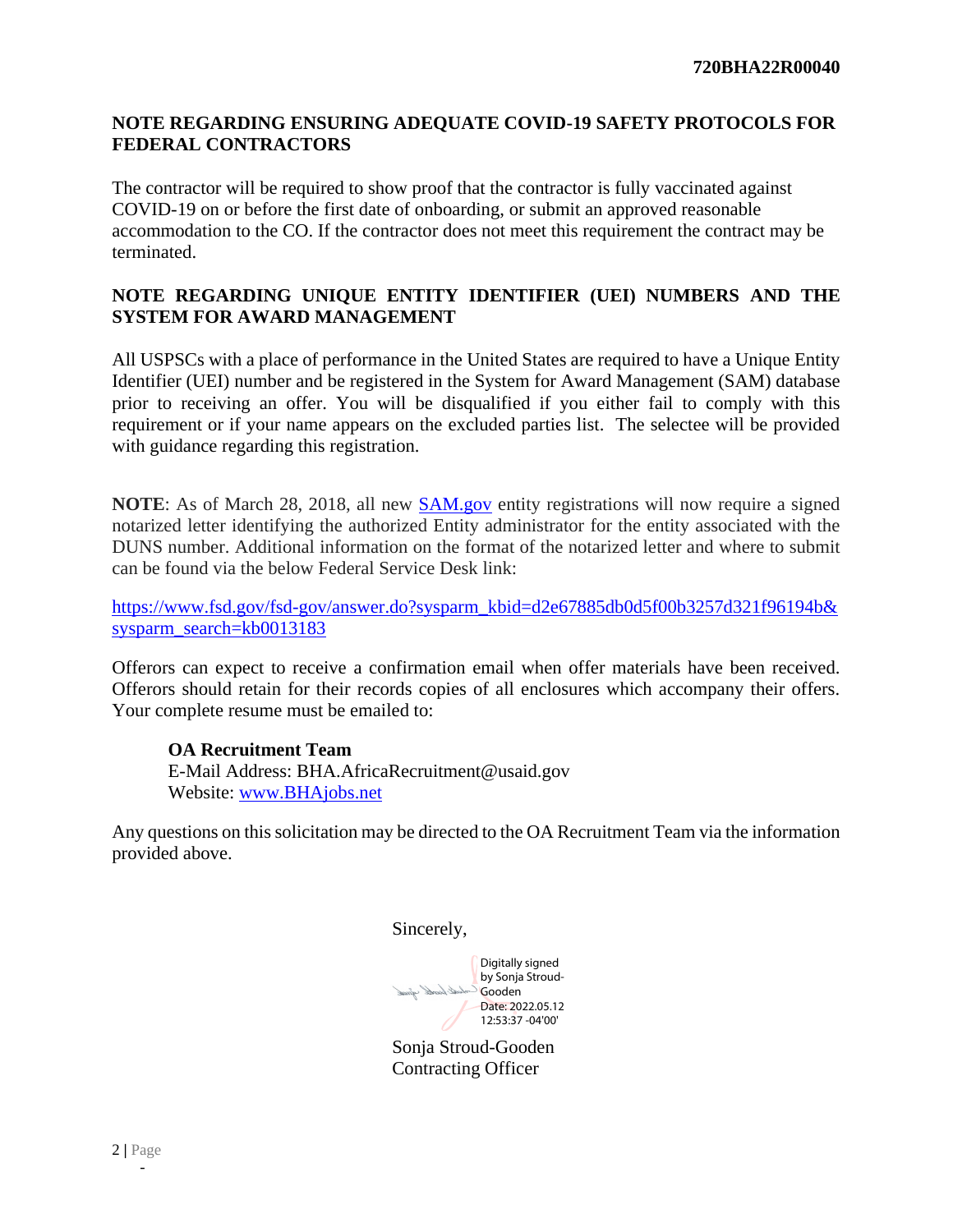## NOTE REGARDING ENSURING ADEQUATE COVID-19 SAFETY PROTOCOLS FOR FEDERAL CONTRACTORS

The contractor will be required to show proof that the contractor is fully vaccinated against COVID-19 on or before the first date of onboarding, or submit an approved reasonable accommodation to the CO. If the contractor does not meet this requirement the contract may be terminated.

## NOTE REGARDING UNIQUE ENTITY IDENTIFIER (UEI) NUMBERS AND THE SYSTEM FOR AWARD MANAGEMENT

All USPSCs with a place of performance in the United States are required to have a Unique Entity Identifier (UEI) number and be registered in the System for Award Management (SAM) database prior to receiving an offer. You will be disqualified if you either fail to comply with this requirement or if your name appears on the excluded parties list. The selectee will be provided with guidance regarding this registration.

**NOTE**: As of March 28, 2018, all new SAM.gov entity registrations will now require a signed notarized letter identifying the authorized Entity administrator for the entity associated with the DUNS number. Additional information on the format of the notarized letter and where to submit can be found via the below Federal Service Desk link:

https://www.fsd.gov/fsd-gov/answer.do?sysparm_kbid=d2e67885db0d5f00b3257d321f96194b&sysparm_search=kb0013183

Offerors can expect to receive a confirmation email when offer materials have been received. Offerors should retain for their records copies of all enclosures which accompany their offers. Your complete resume must be emailed to:

**OA Recruitment Team**
E-Mail Address: BHA.AfricaRecruitment@usaid.gov
Website: www.BHAjobs.net

Any questions on this solicitation may be directed to the OA Recruitment Team via the information provided above.

Sincerely,

Digitally signed by Sonja Stroud-Gooden
Date: 2022.05.12 12:53:37 -04'00'

Sonja Stroud-Gooden
Contracting Officer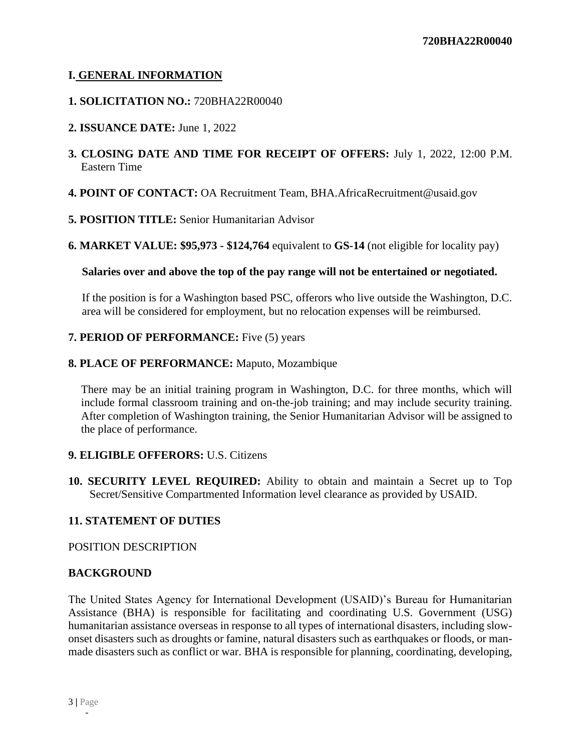## I. GENERAL INFORMATION

**1. SOLICITATION NO.:** 720BHA22R00040

**2. ISSUANCE DATE:** June 1, 2022

**3. CLOSING DATE AND TIME FOR RECEIPT OF OFFERS:** July 1, 2022, 12:00 P.M. Eastern Time

**4. POINT OF CONTACT:** OA Recruitment Team, BHA.AfricaRecruitment@usaid.gov

**5. POSITION TITLE:** Senior Humanitarian Advisor

**6. MARKET VALUE: $95,973 - $124,764** equivalent to **GS-14** (not eligible for locality pay)

**Salaries over and above the top of the pay range will not be entertained or negotiated.**

If the position is for a Washington based PSC, offerors who live outside the Washington, D.C. area will be considered for employment, but no relocation expenses will be reimbursed.

**7. PERIOD OF PERFORMANCE:** Five (5) years

**8. PLACE OF PERFORMANCE:** Maputo, Mozambique

There may be an initial training program in Washington, D.C. for three months, which will include formal classroom training and on-the-job training; and may include security training. After completion of Washington training, the Senior Humanitarian Advisor will be assigned to the place of performance.

**9. ELIGIBLE OFFERORS:** U.S. Citizens

**10. SECURITY LEVEL REQUIRED:** Ability to obtain and maintain a Secret up to Top Secret/Sensitive Compartmented Information level clearance as provided by USAID.

**11. STATEMENT OF DUTIES**

POSITION DESCRIPTION

**BACKGROUND**

The United States Agency for International Development (USAID)'s Bureau for Humanitarian Assistance (BHA) is responsible for facilitating and coordinating U.S. Government (USG) humanitarian assistance overseas in response to all types of international disasters, including slow-onset disasters such as droughts or famine, natural disasters such as earthquakes or floods, or man-made disasters such as conflict or war. BHA is responsible for planning, coordinating, developing,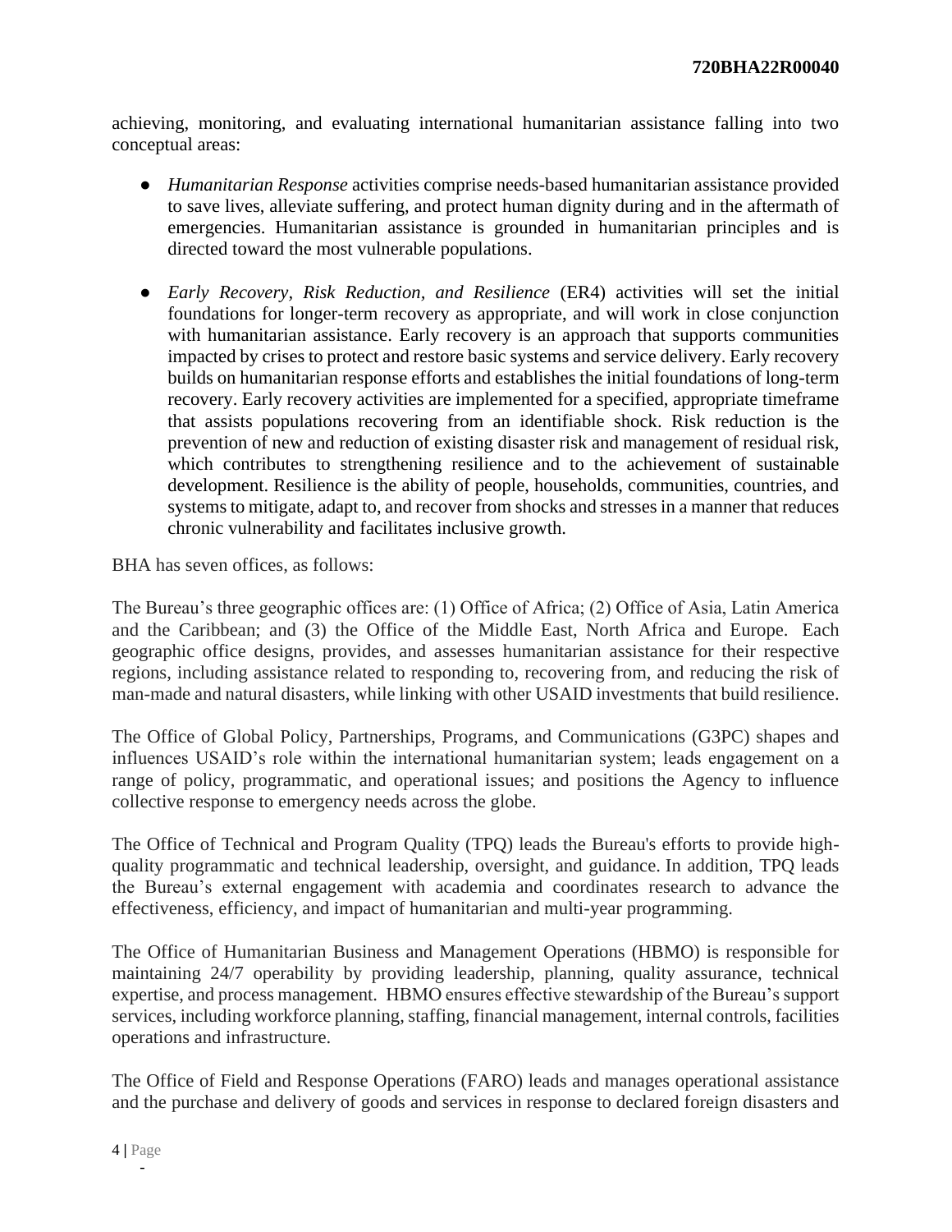achieving, monitoring, and evaluating international humanitarian assistance falling into two conceptual areas:

- *Humanitarian Response* activities comprise needs-based humanitarian assistance provided to save lives, alleviate suffering, and protect human dignity during and in the aftermath of emergencies. Humanitarian assistance is grounded in humanitarian principles and is directed toward the most vulnerable populations.

- *Early Recovery, Risk Reduction, and Resilience* (ER4) activities will set the initial foundations for longer-term recovery as appropriate, and will work in close conjunction with humanitarian assistance. Early recovery is an approach that supports communities impacted by crises to protect and restore basic systems and service delivery. Early recovery builds on humanitarian response efforts and establishes the initial foundations of long-term recovery. Early recovery activities are implemented for a specified, appropriate timeframe that assists populations recovering from an identifiable shock. Risk reduction is the prevention of new and reduction of existing disaster risk and management of residual risk, which contributes to strengthening resilience and to the achievement of sustainable development. Resilience is the ability of people, households, communities, countries, and systems to mitigate, adapt to, and recover from shocks and stresses in a manner that reduces chronic vulnerability and facilitates inclusive growth.

BHA has seven offices, as follows:

The Bureau's three geographic offices are: (1) Office of Africa; (2) Office of Asia, Latin America and the Caribbean; and (3) the Office of the Middle East, North Africa and Europe. Each geographic office designs, provides, and assesses humanitarian assistance for their respective regions, including assistance related to responding to, recovering from, and reducing the risk of man-made and natural disasters, while linking with other USAID investments that build resilience.

The Office of Global Policy, Partnerships, Programs, and Communications (G3PC) shapes and influences USAID's role within the international humanitarian system; leads engagement on a range of policy, programmatic, and operational issues; and positions the Agency to influence collective response to emergency needs across the globe.

The Office of Technical and Program Quality (TPQ) leads the Bureau's efforts to provide high-quality programmatic and technical leadership, oversight, and guidance. In addition, TPQ leads the Bureau's external engagement with academia and coordinates research to advance the effectiveness, efficiency, and impact of humanitarian and multi-year programming.

The Office of Humanitarian Business and Management Operations (HBMO) is responsible for maintaining 24/7 operability by providing leadership, planning, quality assurance, technical expertise, and process management. HBMO ensures effective stewardship of the Bureau's support services, including workforce planning, staffing, financial management, internal controls, facilities operations and infrastructure.

The Office of Field and Response Operations (FARO) leads and manages operational assistance and the purchase and delivery of goods and services in response to declared foreign disasters and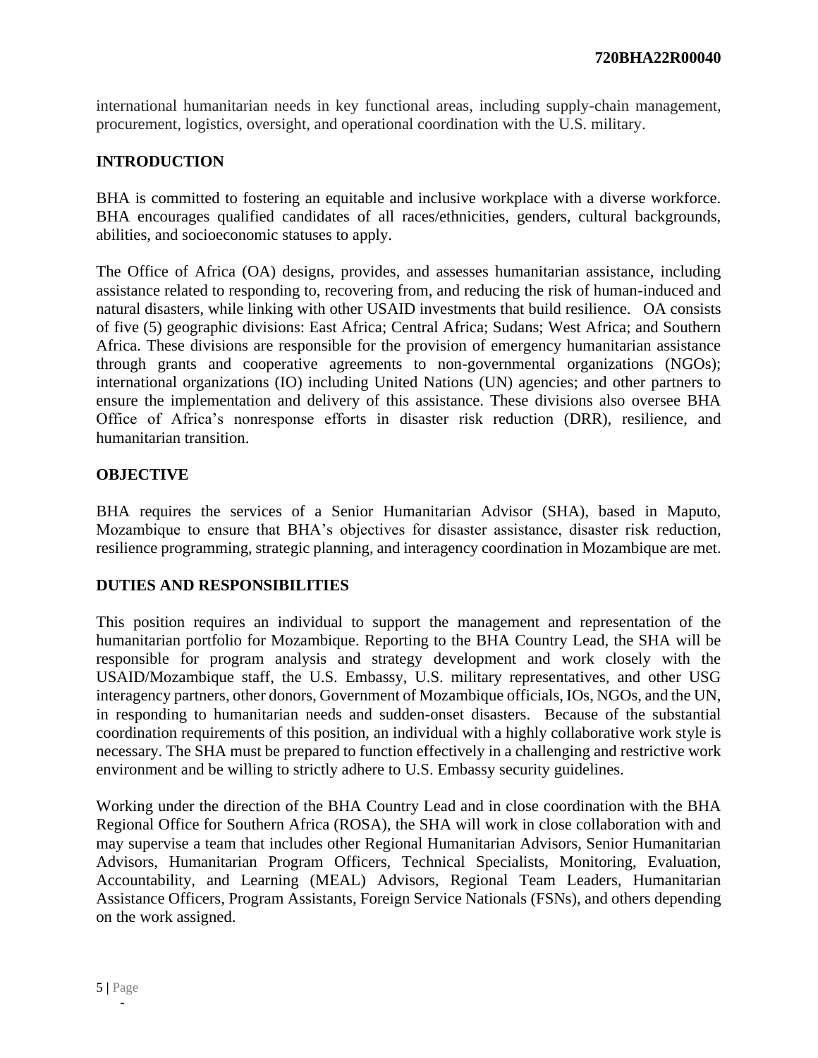international humanitarian needs in key functional areas, including supply-chain management, procurement, logistics, oversight, and operational coordination with the U.S. military.

## INTRODUCTION

BHA is committed to fostering an equitable and inclusive workplace with a diverse workforce. BHA encourages qualified candidates of all races/ethnicities, genders, cultural backgrounds, abilities, and socioeconomic statuses to apply.

The Office of Africa (OA) designs, provides, and assesses humanitarian assistance, including assistance related to responding to, recovering from, and reducing the risk of human-induced and natural disasters, while linking with other USAID investments that build resilience. OA consists of five (5) geographic divisions: East Africa; Central Africa; Sudans; West Africa; and Southern Africa. These divisions are responsible for the provision of emergency humanitarian assistance through grants and cooperative agreements to non-governmental organizations (NGOs); international organizations (IO) including United Nations (UN) agencies; and other partners to ensure the implementation and delivery of this assistance. These divisions also oversee BHA Office of Africa's nonresponse efforts in disaster risk reduction (DRR), resilience, and humanitarian transition.

## OBJECTIVE

BHA requires the services of a Senior Humanitarian Advisor (SHA), based in Maputo, Mozambique to ensure that BHA's objectives for disaster assistance, disaster risk reduction, resilience programming, strategic planning, and interagency coordination in Mozambique are met.

## DUTIES AND RESPONSIBILITIES

This position requires an individual to support the management and representation of the humanitarian portfolio for Mozambique. Reporting to the BHA Country Lead, the SHA will be responsible for program analysis and strategy development and work closely with the USAID/Mozambique staff, the U.S. Embassy, U.S. military representatives, and other USG interagency partners, other donors, Government of Mozambique officials, IOs, NGOs, and the UN, in responding to humanitarian needs and sudden-onset disasters. Because of the substantial coordination requirements of this position, an individual with a highly collaborative work style is necessary. The SHA must be prepared to function effectively in a challenging and restrictive work environment and be willing to strictly adhere to U.S. Embassy security guidelines.

Working under the direction of the BHA Country Lead and in close coordination with the BHA Regional Office for Southern Africa (ROSA), the SHA will work in close collaboration with and may supervise a team that includes other Regional Humanitarian Advisors, Senior Humanitarian Advisors, Humanitarian Program Officers, Technical Specialists, Monitoring, Evaluation, Accountability, and Learning (MEAL) Advisors, Regional Team Leaders, Humanitarian Assistance Officers, Program Assistants, Foreign Service Nationals (FSNs), and others depending on the work assigned.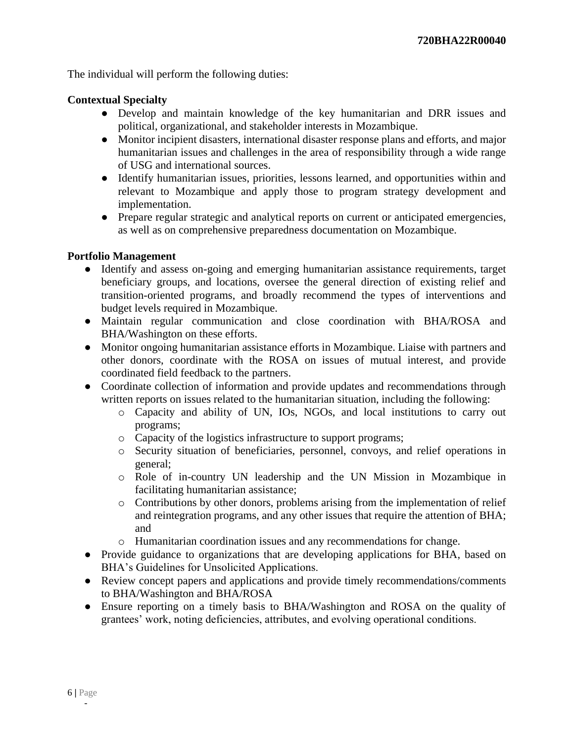The individual will perform the following duties:

**Contextual Specialty**

- Develop and maintain knowledge of the key humanitarian and DRR issues and political, organizational, and stakeholder interests in Mozambique.
- Monitor incipient disasters, international disaster response plans and efforts, and major humanitarian issues and challenges in the area of responsibility through a wide range of USG and international sources.
- Identify humanitarian issues, priorities, lessons learned, and opportunities within and relevant to Mozambique and apply those to program strategy development and implementation.
- Prepare regular strategic and analytical reports on current or anticipated emergencies, as well as on comprehensive preparedness documentation on Mozambique.

**Portfolio Management**

- Identify and assess on-going and emerging humanitarian assistance requirements, target beneficiary groups, and locations, oversee the general direction of existing relief and transition-oriented programs, and broadly recommend the types of interventions and budget levels required in Mozambique.
- Maintain regular communication and close coordination with BHA/ROSA and BHA/Washington on these efforts.
- Monitor ongoing humanitarian assistance efforts in Mozambique. Liaise with partners and other donors, coordinate with the ROSA on issues of mutual interest, and provide coordinated field feedback to the partners.
- Coordinate collection of information and provide updates and recommendations through written reports on issues related to the humanitarian situation, including the following:
  - Capacity and ability of UN, IOs, NGOs, and local institutions to carry out programs;
  - Capacity of the logistics infrastructure to support programs;
  - Security situation of beneficiaries, personnel, convoys, and relief operations in general;
  - Role of in-country UN leadership and the UN Mission in Mozambique in facilitating humanitarian assistance;
  - Contributions by other donors, problems arising from the implementation of relief and reintegration programs, and any other issues that require the attention of BHA; and
  - Humanitarian coordination issues and any recommendations for change.
- Provide guidance to organizations that are developing applications for BHA, based on BHA's Guidelines for Unsolicited Applications.
- Review concept papers and applications and provide timely recommendations/comments to BHA/Washington and BHA/ROSA
- Ensure reporting on a timely basis to BHA/Washington and ROSA on the quality of grantees' work, noting deficiencies, attributes, and evolving operational conditions.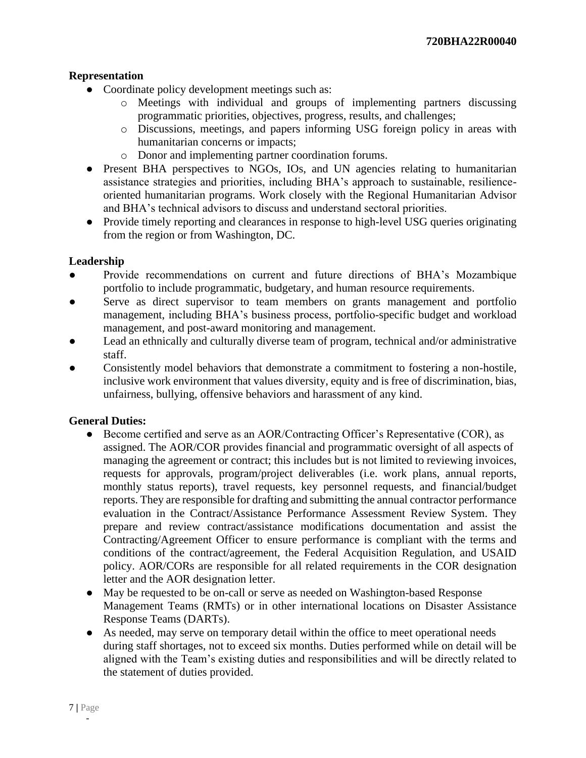**Representation**

- Coordinate policy development meetings such as:
  - Meetings with individual and groups of implementing partners discussing programmatic priorities, objectives, progress, results, and challenges;
  - Discussions, meetings, and papers informing USG foreign policy in areas with humanitarian concerns or impacts;
  - Donor and implementing partner coordination forums.
- Present BHA perspectives to NGOs, IOs, and UN agencies relating to humanitarian assistance strategies and priorities, including BHA's approach to sustainable, resilience-oriented humanitarian programs. Work closely with the Regional Humanitarian Advisor and BHA's technical advisors to discuss and understand sectoral priorities.
- Provide timely reporting and clearances in response to high-level USG queries originating from the region or from Washington, DC.

**Leadership**

- Provide recommendations on current and future directions of BHA's Mozambique portfolio to include programmatic, budgetary, and human resource requirements.
- Serve as direct supervisor to team members on grants management and portfolio management, including BHA's business process, portfolio-specific budget and workload management, and post-award monitoring and management.
- Lead an ethnically and culturally diverse team of program, technical and/or administrative staff.
- Consistently model behaviors that demonstrate a commitment to fostering a non-hostile, inclusive work environment that values diversity, equity and is free of discrimination, bias, unfairness, bullying, offensive behaviors and harassment of any kind.

**General Duties:**

- Become certified and serve as an AOR/Contracting Officer's Representative (COR), as assigned. The AOR/COR provides financial and programmatic oversight of all aspects of managing the agreement or contract; this includes but is not limited to reviewing invoices, requests for approvals, program/project deliverables (i.e. work plans, annual reports, monthly status reports), travel requests, key personnel requests, and financial/budget reports. They are responsible for drafting and submitting the annual contractor performance evaluation in the Contract/Assistance Performance Assessment Review System. They prepare and review contract/assistance modifications documentation and assist the Contracting/Agreement Officer to ensure performance is compliant with the terms and conditions of the contract/agreement, the Federal Acquisition Regulation, and USAID policy. AOR/CORs are responsible for all related requirements in the COR designation letter and the AOR designation letter.
- May be requested to be on-call or serve as needed on Washington-based Response Management Teams (RMTs) or in other international locations on Disaster Assistance Response Teams (DARTs).
- As needed, may serve on temporary detail within the office to meet operational needs during staff shortages, not to exceed six months. Duties performed while on detail will be aligned with the Team's existing duties and responsibilities and will be directly related to the statement of duties provided.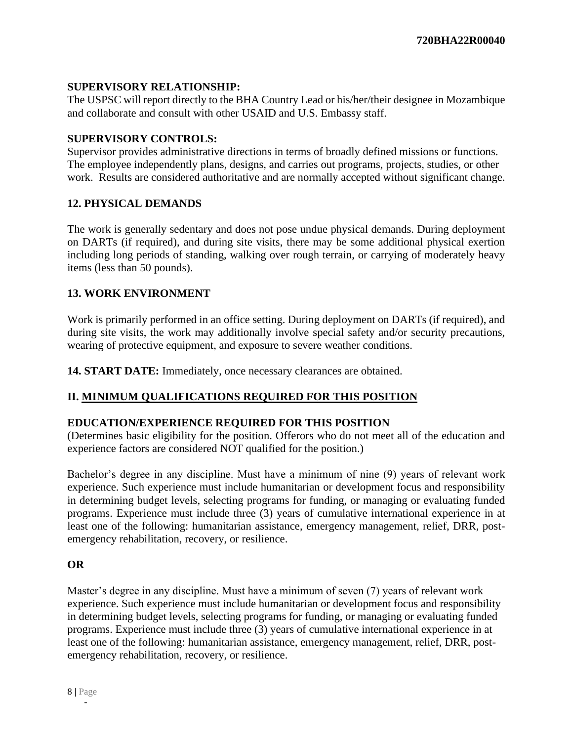**SUPERVISORY RELATIONSHIP:**
The USPSC will report directly to the BHA Country Lead or his/her/their designee in Mozambique and collaborate and consult with other USAID and U.S. Embassy staff.

**SUPERVISORY CONTROLS:**
Supervisor provides administrative directions in terms of broadly defined missions or functions. The employee independently plans, designs, and carries out programs, projects, studies, or other work. Results are considered authoritative and are normally accepted without significant change.

**12. PHYSICAL DEMANDS**

The work is generally sedentary and does not pose undue physical demands. During deployment on DARTs (if required), and during site visits, there may be some additional physical exertion including long periods of standing, walking over rough terrain, or carrying of moderately heavy items (less than 50 pounds).

**13. WORK ENVIRONMENT**

Work is primarily performed in an office setting. During deployment on DARTs (if required), and during site visits, the work may additionally involve special safety and/or security precautions, wearing of protective equipment, and exposure to severe weather conditions.

**14. START DATE:** Immediately, once necessary clearances are obtained.

## II. MINIMUM QUALIFICATIONS REQUIRED FOR THIS POSITION

**EDUCATION/EXPERIENCE REQUIRED FOR THIS POSITION**
(Determines basic eligibility for the position. Offerors who do not meet all of the education and experience factors are considered NOT qualified for the position.)

Bachelor's degree in any discipline. Must have a minimum of nine (9) years of relevant work experience. Such experience must include humanitarian or development focus and responsibility in determining budget levels, selecting programs for funding, or managing or evaluating funded programs. Experience must include three (3) years of cumulative international experience in at least one of the following: humanitarian assistance, emergency management, relief, DRR, post-emergency rehabilitation, recovery, or resilience.

**OR**

Master's degree in any discipline. Must have a minimum of seven (7) years of relevant work experience. Such experience must include humanitarian or development focus and responsibility in determining budget levels, selecting programs for funding, or managing or evaluating funded programs. Experience must include three (3) years of cumulative international experience in at least one of the following: humanitarian assistance, emergency management, relief, DRR, post-emergency rehabilitation, recovery, or resilience.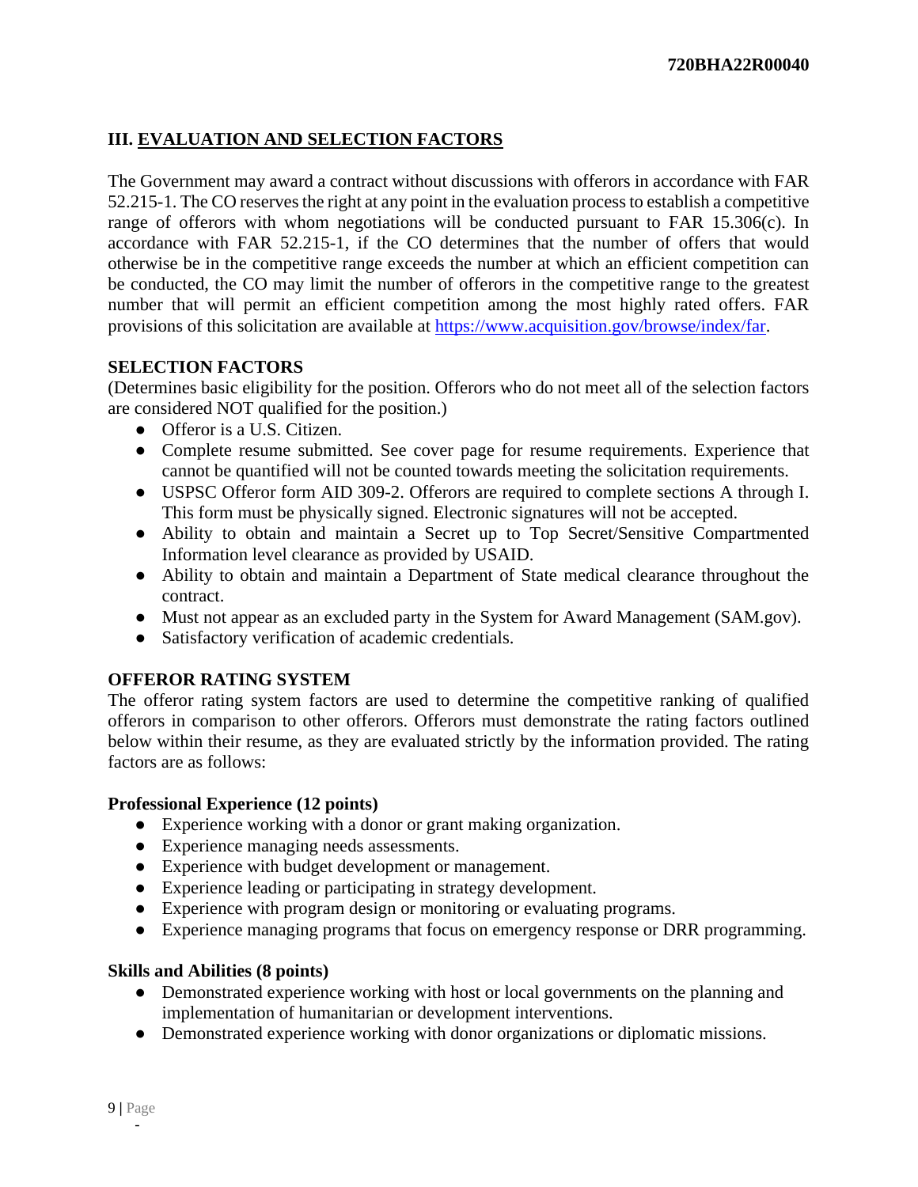## III. EVALUATION AND SELECTION FACTORS

The Government may award a contract without discussions with offerors in accordance with FAR 52.215-1. The CO reserves the right at any point in the evaluation process to establish a competitive range of offerors with whom negotiations will be conducted pursuant to FAR 15.306(c). In accordance with FAR 52.215-1, if the CO determines that the number of offers that would otherwise be in the competitive range exceeds the number at which an efficient competition can be conducted, the CO may limit the number of offerors in the competitive range to the greatest number that will permit an efficient competition among the most highly rated offers. FAR provisions of this solicitation are available at [https://www.acquisition.gov/browse/index/far](https://www.acquisition.gov/browse/index/far).

### SELECTION FACTORS

(Determines basic eligibility for the position. Offerors who do not meet all of the selection factors are considered NOT qualified for the position.)

- Offeror is a U.S. Citizen.
- Complete resume submitted. See cover page for resume requirements. Experience that cannot be quantified will not be counted towards meeting the solicitation requirements.
- USPSC Offeror form AID 309-2. Offerors are required to complete sections A through I. This form must be physically signed. Electronic signatures will not be accepted.
- Ability to obtain and maintain a Secret up to Top Secret/Sensitive Compartmented Information level clearance as provided by USAID.
- Ability to obtain and maintain a Department of State medical clearance throughout the contract.
- Must not appear as an excluded party in the System for Award Management (SAM.gov).
- Satisfactory verification of academic credentials.

### OFFEROR RATING SYSTEM

The offeror rating system factors are used to determine the competitive ranking of qualified offerors in comparison to other offerors. Offerors must demonstrate the rating factors outlined below within their resume, as they are evaluated strictly by the information provided. The rating factors are as follows:

**Professional Experience (12 points)**

- Experience working with a donor or grant making organization.
- Experience managing needs assessments.
- Experience with budget development or management.
- Experience leading or participating in strategy development.
- Experience with program design or monitoring or evaluating programs.
- Experience managing programs that focus on emergency response or DRR programming.

**Skills and Abilities (8 points)**

- Demonstrated experience working with host or local governments on the planning and implementation of humanitarian or development interventions.
- Demonstrated experience working with donor organizations or diplomatic missions.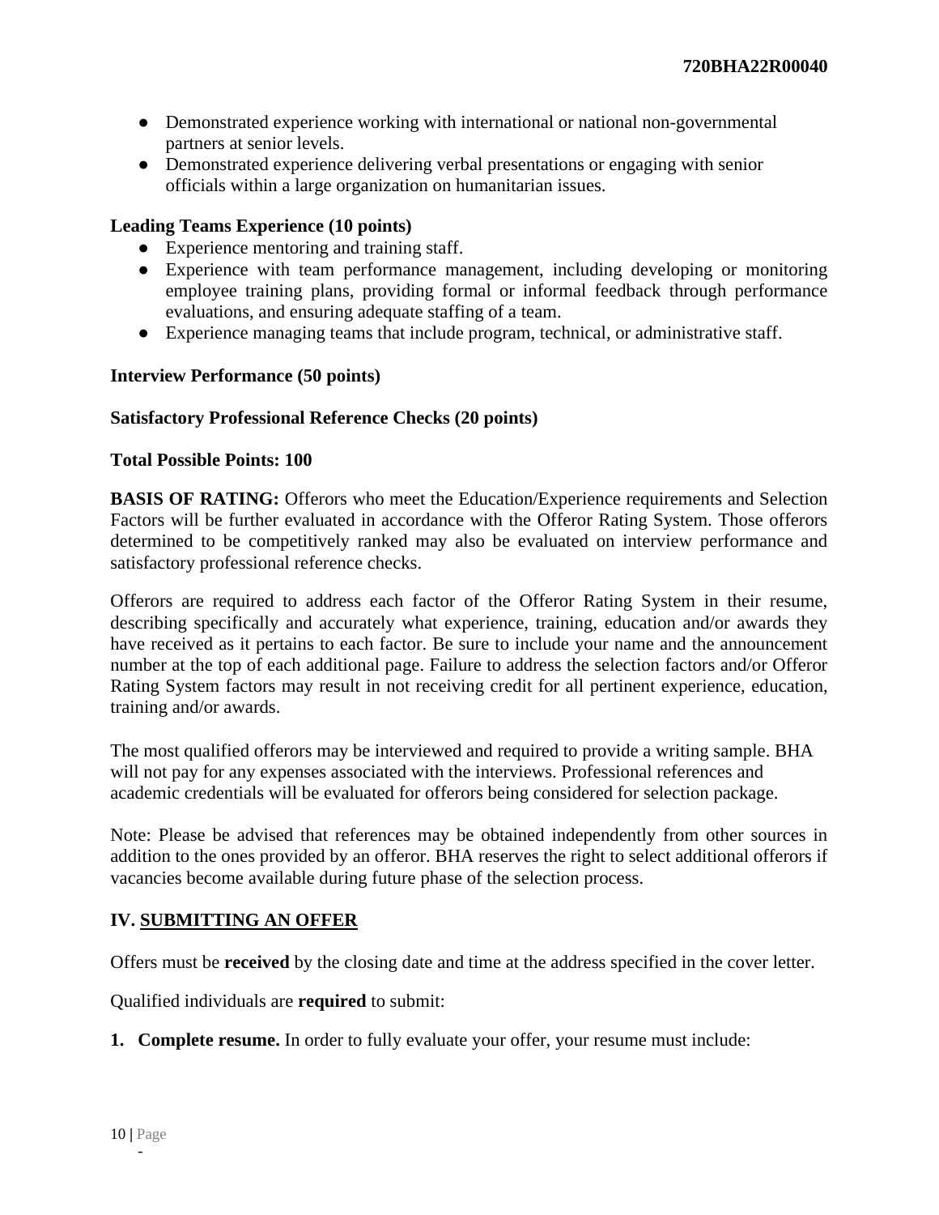- Demonstrated experience working with international or national non-governmental partners at senior levels.
- Demonstrated experience delivering verbal presentations or engaging with senior officials within a large organization on humanitarian issues.

**Leading Teams Experience (10 points)**

- Experience mentoring and training staff.
- Experience with team performance management, including developing or monitoring employee training plans, providing formal or informal feedback through performance evaluations, and ensuring adequate staffing of a team.
- Experience managing teams that include program, technical, or administrative staff.

**Interview Performance (50 points)**

**Satisfactory Professional Reference Checks (20 points)**

**Total Possible Points: 100**

**BASIS OF RATING:** Offerors who meet the Education/Experience requirements and Selection Factors will be further evaluated in accordance with the Offeror Rating System. Those offerors determined to be competitively ranked may also be evaluated on interview performance and satisfactory professional reference checks.

Offerors are required to address each factor of the Offeror Rating System in their resume, describing specifically and accurately what experience, training, education and/or awards they have received as it pertains to each factor. Be sure to include your name and the announcement number at the top of each additional page. Failure to address the selection factors and/or Offeror Rating System factors may result in not receiving credit for all pertinent experience, education, training and/or awards.

The most qualified offerors may be interviewed and required to provide a writing sample. BHA will not pay for any expenses associated with the interviews. Professional references and academic credentials will be evaluated for offerors being considered for selection package.

Note: Please be advised that references may be obtained independently from other sources in addition to the ones provided by an offeror. BHA reserves the right to select additional offerors if vacancies become available during future phase of the selection process.

## IV. SUBMITTING AN OFFER

Offers must be **received** by the closing date and time at the address specified in the cover letter.

Qualified individuals are **required** to submit:

1. **Complete resume.** In order to fully evaluate your offer, your resume must include: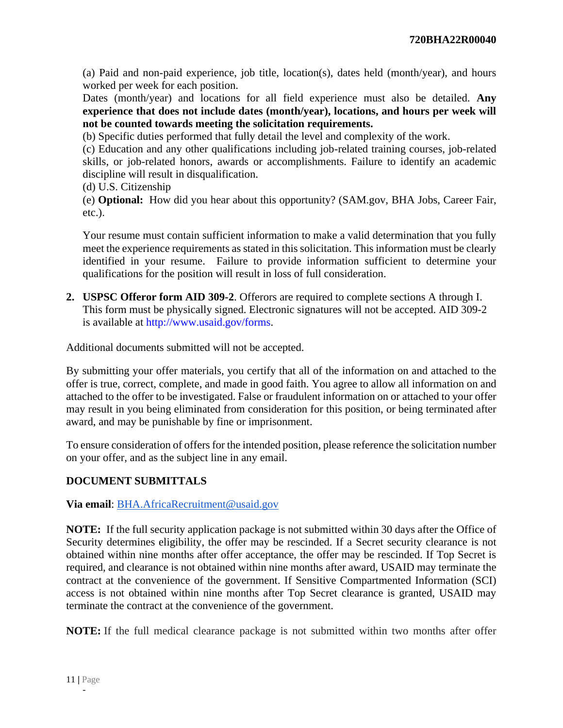(a) Paid and non-paid experience, job title, location(s), dates held (month/year), and hours worked per week for each position.
Dates (month/year) and locations for all field experience must also be detailed. **Any experience that does not include dates (month/year), locations, and hours per week will not be counted towards meeting the solicitation requirements.**
(b) Specific duties performed that fully detail the level and complexity of the work.
(c) Education and any other qualifications including job-related training courses, job-related skills, or job-related honors, awards or accomplishments. Failure to identify an academic discipline will result in disqualification.
(d) U.S. Citizenship
(e) **Optional:** How did you hear about this opportunity? (SAM.gov, BHA Jobs, Career Fair, etc.).

Your resume must contain sufficient information to make a valid determination that you fully meet the experience requirements as stated in this solicitation. This information must be clearly identified in your resume. Failure to provide information sufficient to determine your qualifications for the position will result in loss of full consideration.

2. **USPSC Offeror form AID 309-2**. Offerors are required to complete sections A through I. This form must be physically signed. Electronic signatures will not be accepted. AID 309-2 is available at http://www.usaid.gov/forms.

Additional documents submitted will not be accepted.

By submitting your offer materials, you certify that all of the information on and attached to the offer is true, correct, complete, and made in good faith. You agree to allow all information on and attached to the offer to be investigated. False or fraudulent information on or attached to your offer may result in you being eliminated from consideration for this position, or being terminated after award, and may be punishable by fine or imprisonment.

To ensure consideration of offers for the intended position, please reference the solicitation number on your offer, and as the subject line in any email.

**DOCUMENT SUBMITTALS**

**Via email**: BHA.AfricaRecruitment@usaid.gov

**NOTE:** If the full security application package is not submitted within 30 days after the Office of Security determines eligibility, the offer may be rescinded. If a Secret security clearance is not obtained within nine months after offer acceptance, the offer may be rescinded. If Top Secret is required, and clearance is not obtained within nine months after award, USAID may terminate the contract at the convenience of the government. If Sensitive Compartmented Information (SCI) access is not obtained within nine months after Top Secret clearance is granted, USAID may terminate the contract at the convenience of the government.

**NOTE:** If the full medical clearance package is not submitted within two months after offer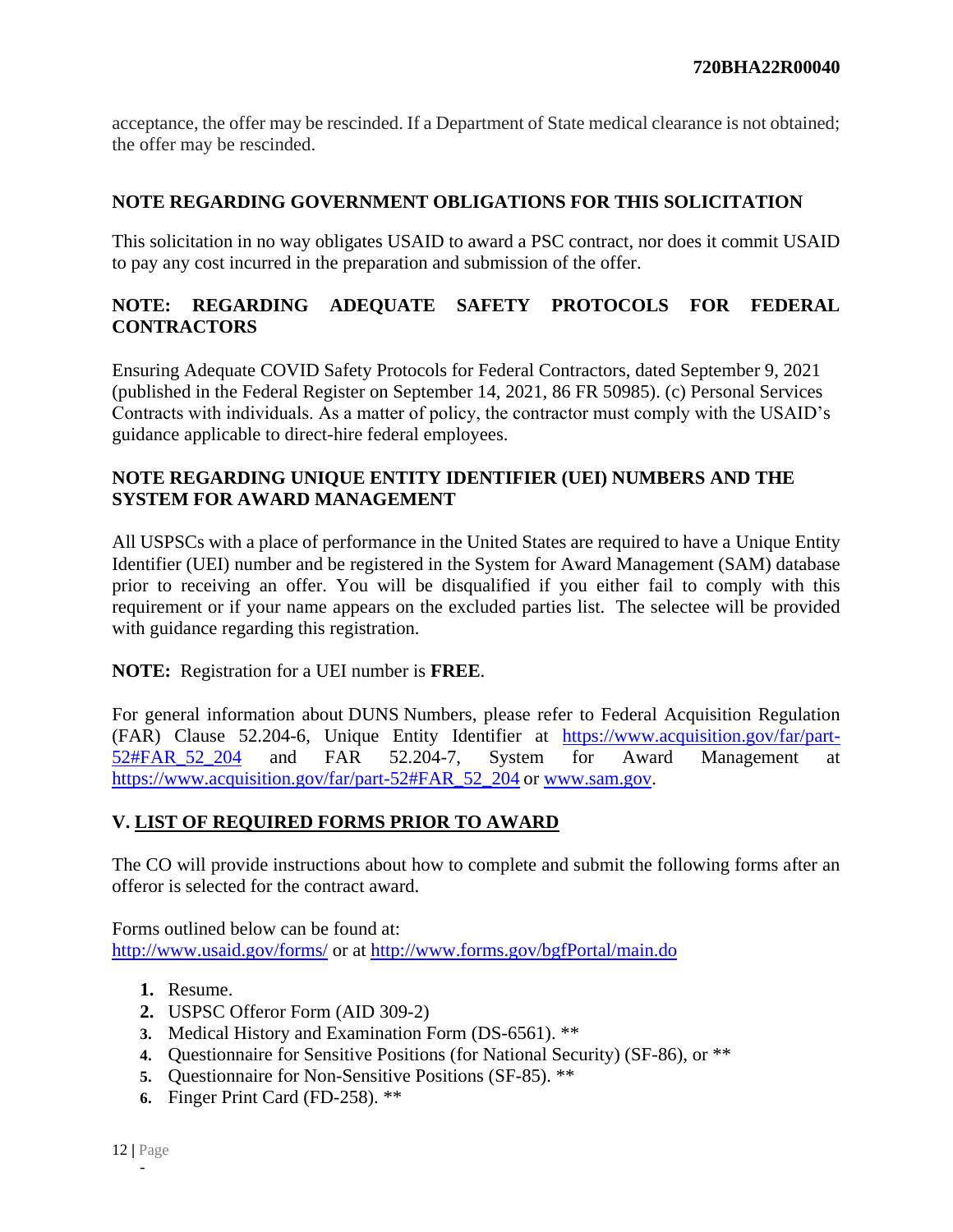acceptance, the offer may be rescinded. If a Department of State medical clearance is not obtained; the offer may be rescinded.

**NOTE REGARDING GOVERNMENT OBLIGATIONS FOR THIS SOLICITATION**

This solicitation in no way obligates USAID to award a PSC contract, nor does it commit USAID to pay any cost incurred in the preparation and submission of the offer.

**NOTE: REGARDING ADEQUATE SAFETY PROTOCOLS FOR FEDERAL CONTRACTORS**

Ensuring Adequate COVID Safety Protocols for Federal Contractors, dated September 9, 2021 (published in the Federal Register on September 14, 2021, 86 FR 50985). (c) Personal Services Contracts with individuals. As a matter of policy, the contractor must comply with the USAID's guidance applicable to direct-hire federal employees.

**NOTE REGARDING UNIQUE ENTITY IDENTIFIER (UEI) NUMBERS AND THE SYSTEM FOR AWARD MANAGEMENT**

All USPSCs with a place of performance in the United States are required to have a Unique Entity Identifier (UEI) number and be registered in the System for Award Management (SAM) database prior to receiving an offer. You will be disqualified if you either fail to comply with this requirement or if your name appears on the excluded parties list. The selectee will be provided with guidance regarding this registration.

**NOTE:** Registration for a UEI number is **FREE**.

For general information about DUNS Numbers, please refer to Federal Acquisition Regulation (FAR) Clause 52.204-6, Unique Entity Identifier at [https://www.acquisition.gov/far/part-52#FAR_52_204](https://www.acquisition.gov/far/part-52#FAR_52_204) and FAR 52.204-7, System for Award Management at [https://www.acquisition.gov/far/part-52#FAR_52_204](https://www.acquisition.gov/far/part-52#FAR_52_204) or [www.sam.gov](www.sam.gov).

## V. LIST OF REQUIRED FORMS PRIOR TO AWARD

The CO will provide instructions about how to complete and submit the following forms after an offeror is selected for the contract award.

Forms outlined below can be found at:
[http://www.usaid.gov/forms/](http://www.usaid.gov/forms/) or at [http://www.forms.gov/bgfPortal/main.do](http://www.forms.gov/bgfPortal/main.do)

1. Resume.
2. USPSC Offeror Form (AID 309-2)
3. Medical History and Examination Form (DS-6561). **
4. Questionnaire for Sensitive Positions (for National Security) (SF-86), or **
5. Questionnaire for Non-Sensitive Positions (SF-85). **
6. Finger Print Card (FD-258). **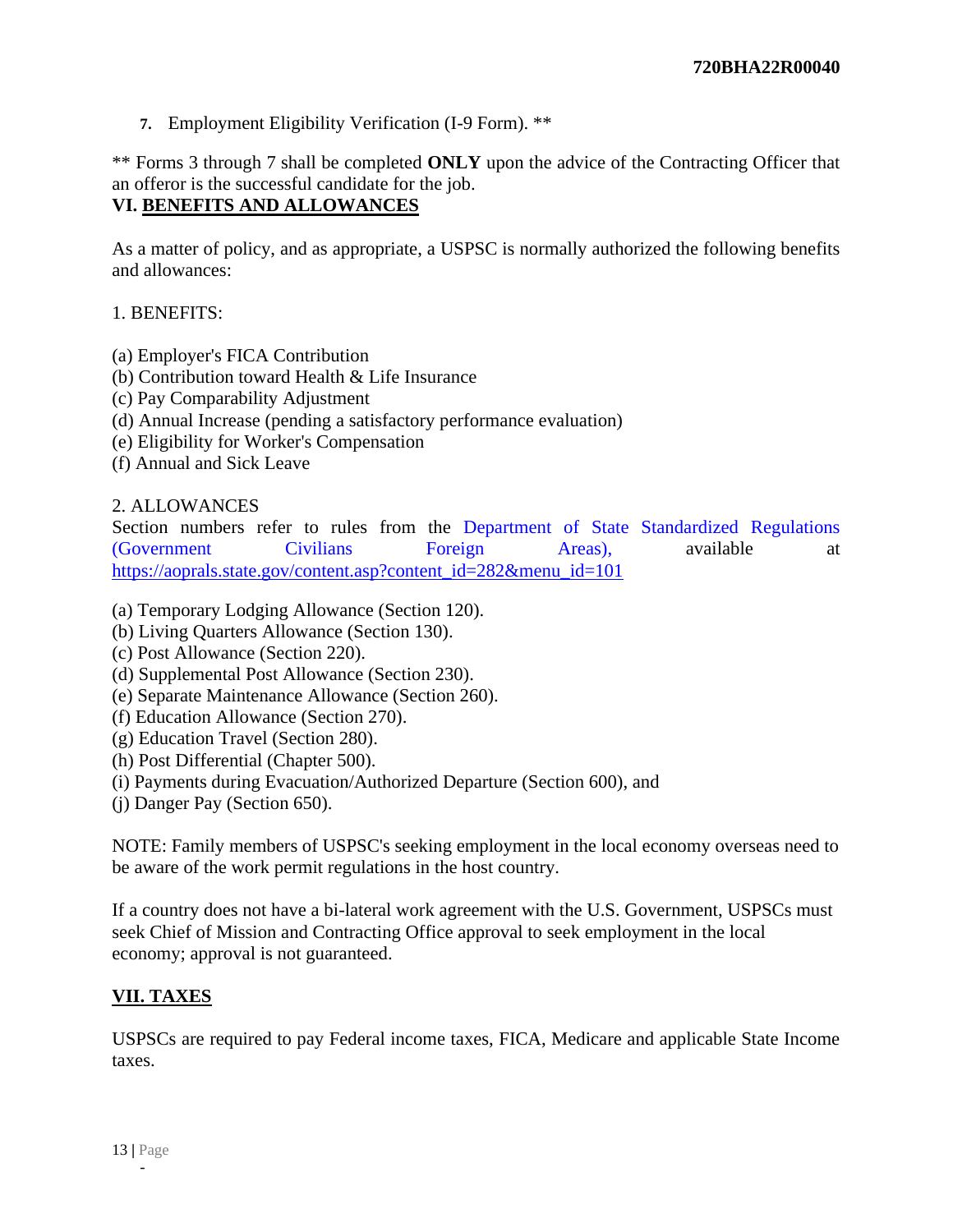7. Employment Eligibility Verification (I-9 Form). **

** Forms 3 through 7 shall be completed **ONLY** upon the advice of the Contracting Officer that an offeror is the successful candidate for the job.

## VI. BENEFITS AND ALLOWANCES

As a matter of policy, and as appropriate, a USPSC is normally authorized the following benefits and allowances:

1. BENEFITS:

(a) Employer's FICA Contribution
(b) Contribution toward Health & Life Insurance
(c) Pay Comparability Adjustment
(d) Annual Increase (pending a satisfactory performance evaluation)
(e) Eligibility for Worker's Compensation
(f) Annual and Sick Leave

2. ALLOWANCES

Section numbers refer to rules from the Department of State Standardized Regulations (Government Civilians Foreign Areas), available at https://aoprals.state.gov/content.asp?content_id=282&menu_id=101

(a) Temporary Lodging Allowance (Section 120).
(b) Living Quarters Allowance (Section 130).
(c) Post Allowance (Section 220).
(d) Supplemental Post Allowance (Section 230).
(e) Separate Maintenance Allowance (Section 260).
(f) Education Allowance (Section 270).
(g) Education Travel (Section 280).
(h) Post Differential (Chapter 500).
(i) Payments during Evacuation/Authorized Departure (Section 600), and
(j) Danger Pay (Section 650).

NOTE: Family members of USPSC's seeking employment in the local economy overseas need to be aware of the work permit regulations in the host country.

If a country does not have a bi-lateral work agreement with the U.S. Government, USPSCs must seek Chief of Mission and Contracting Office approval to seek employment in the local economy; approval is not guaranteed.

## VII. TAXES

USPSCs are required to pay Federal income taxes, FICA, Medicare and applicable State Income taxes.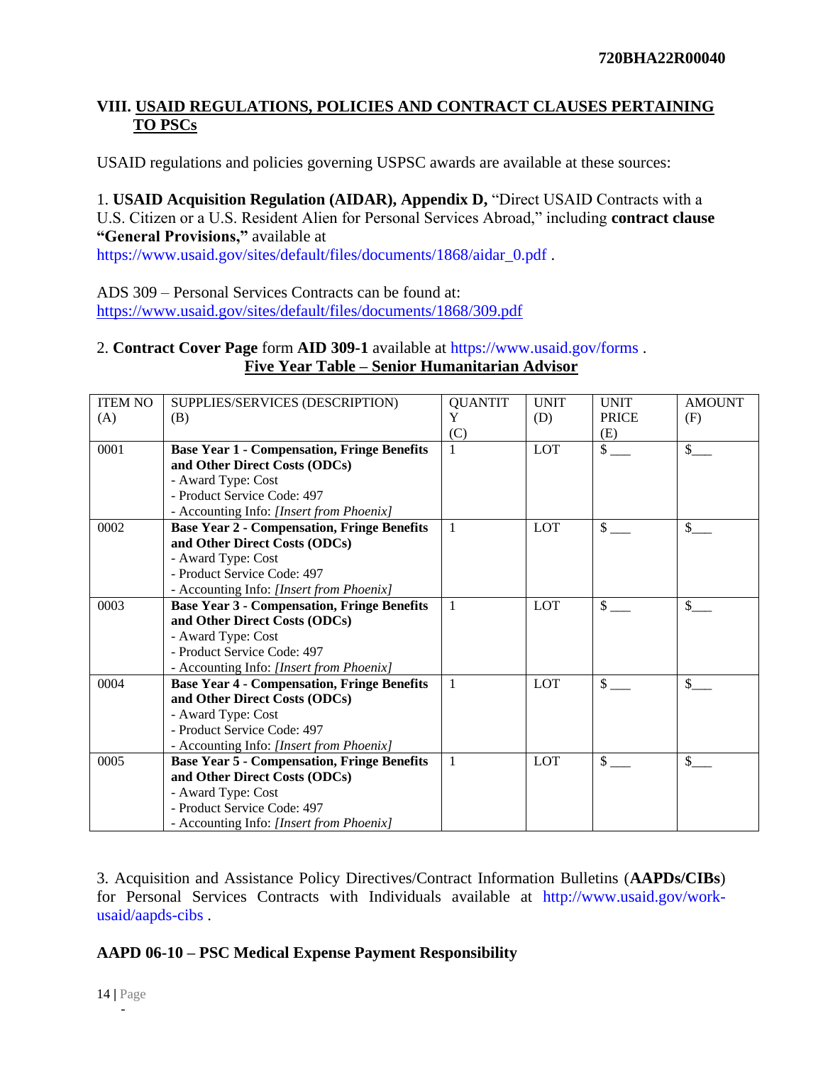## VIII. USAID REGULATIONS, POLICIES AND CONTRACT CLAUSES PERTAINING TO PSCs

USAID regulations and policies governing USPSC awards are available at these sources:

1. **USAID Acquisition Regulation (AIDAR), Appendix D,** "Direct USAID Contracts with a U.S. Citizen or a U.S. Resident Alien for Personal Services Abroad," including **contract clause "General Provisions,"** available at https://www.usaid.gov/sites/default/files/documents/1868/aidar_0.pdf .

ADS 309 – Personal Services Contracts can be found at: https://www.usaid.gov/sites/default/files/documents/1868/309.pdf

2. **Contract Cover Page** form **AID 309-1** available at https://www.usaid.gov/forms .

**Five Year Table – Senior Humanitarian Advisor**

| ITEM NO (A) | SUPPLIES/SERVICES (DESCRIPTION) (B) | QUANTITY (C) | UNIT (D) | UNIT PRICE (E) | AMOUNT (F) |
|---|---|---|---|---|---|
| 0001 | **Base Year 1 - Compensation, Fringe Benefits and Other Direct Costs (ODCs)**<br>- Award Type: Cost<br>- Product Service Code: 497<br>- Accounting Info: *[Insert from Phoenix]* | 1 | LOT | $ ___ | $___ |
| 0002 | **Base Year 2 - Compensation, Fringe Benefits and Other Direct Costs (ODCs)**<br>- Award Type: Cost<br>- Product Service Code: 497<br>- Accounting Info: *[Insert from Phoenix]* | 1 | LOT | $ ___ | $___ |
| 0003 | **Base Year 3 - Compensation, Fringe Benefits and Other Direct Costs (ODCs)**<br>- Award Type: Cost<br>- Product Service Code: 497<br>- Accounting Info: *[Insert from Phoenix]* | 1 | LOT | $ ___ | $___ |
| 0004 | **Base Year 4 - Compensation, Fringe Benefits and Other Direct Costs (ODCs)**<br>- Award Type: Cost<br>- Product Service Code: 497<br>- Accounting Info: *[Insert from Phoenix]* | 1 | LOT | $ ___ | $___ |
| 0005 | **Base Year 5 - Compensation, Fringe Benefits and Other Direct Costs (ODCs)**<br>- Award Type: Cost<br>- Product Service Code: 497<br>- Accounting Info: *[Insert from Phoenix]* | 1 | LOT | $ ___ | $___ |

3. Acquisition and Assistance Policy Directives/Contract Information Bulletins (**AAPDs/CIBs**) for Personal Services Contracts with Individuals available at http://www.usaid.gov/work-usaid/aapds-cibs .

**AAPD 06-10 – PSC Medical Expense Payment Responsibility**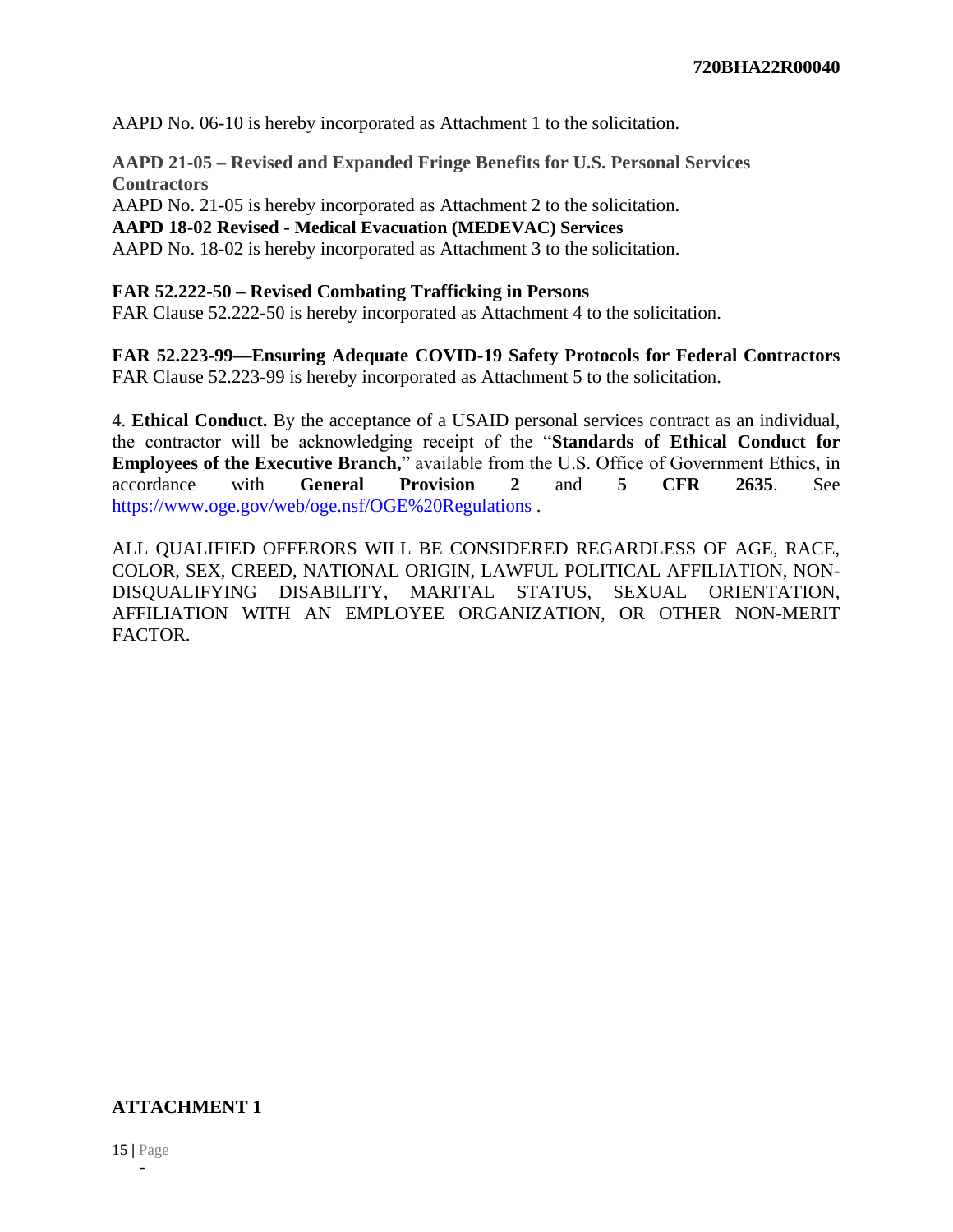AAPD No. 06-10 is hereby incorporated as Attachment 1 to the solicitation.

**AAPD 21-05 – Revised and Expanded Fringe Benefits for U.S. Personal Services Contractors**
AAPD No. 21-05 is hereby incorporated as Attachment 2 to the solicitation.
**AAPD 18-02 Revised - Medical Evacuation (MEDEVAC) Services**
AAPD No. 18-02 is hereby incorporated as Attachment 3 to the solicitation.

**FAR 52.222-50 – Revised Combating Trafficking in Persons**
FAR Clause 52.222-50 is hereby incorporated as Attachment 4 to the solicitation.

**FAR 52.223-99—Ensuring Adequate COVID-19 Safety Protocols for Federal Contractors**
FAR Clause 52.223-99 is hereby incorporated as Attachment 5 to the solicitation.

4. **Ethical Conduct.** By the acceptance of a USAID personal services contract as an individual, the contractor will be acknowledging receipt of the "**Standards of Ethical Conduct for Employees of the Executive Branch,**" available from the U.S. Office of Government Ethics, in accordance with **General Provision 2** and **5 CFR 2635**. See https://www.oge.gov/web/oge.nsf/OGE%20Regulations .

ALL QUALIFIED OFFERORS WILL BE CONSIDERED REGARDLESS OF AGE, RACE, COLOR, SEX, CREED, NATIONAL ORIGIN, LAWFUL POLITICAL AFFILIATION, NON-DISQUALIFYING DISABILITY, MARITAL STATUS, SEXUAL ORIENTATION, AFFILIATION WITH AN EMPLOYEE ORGANIZATION, OR OTHER NON-MERIT FACTOR.

**ATTACHMENT 1**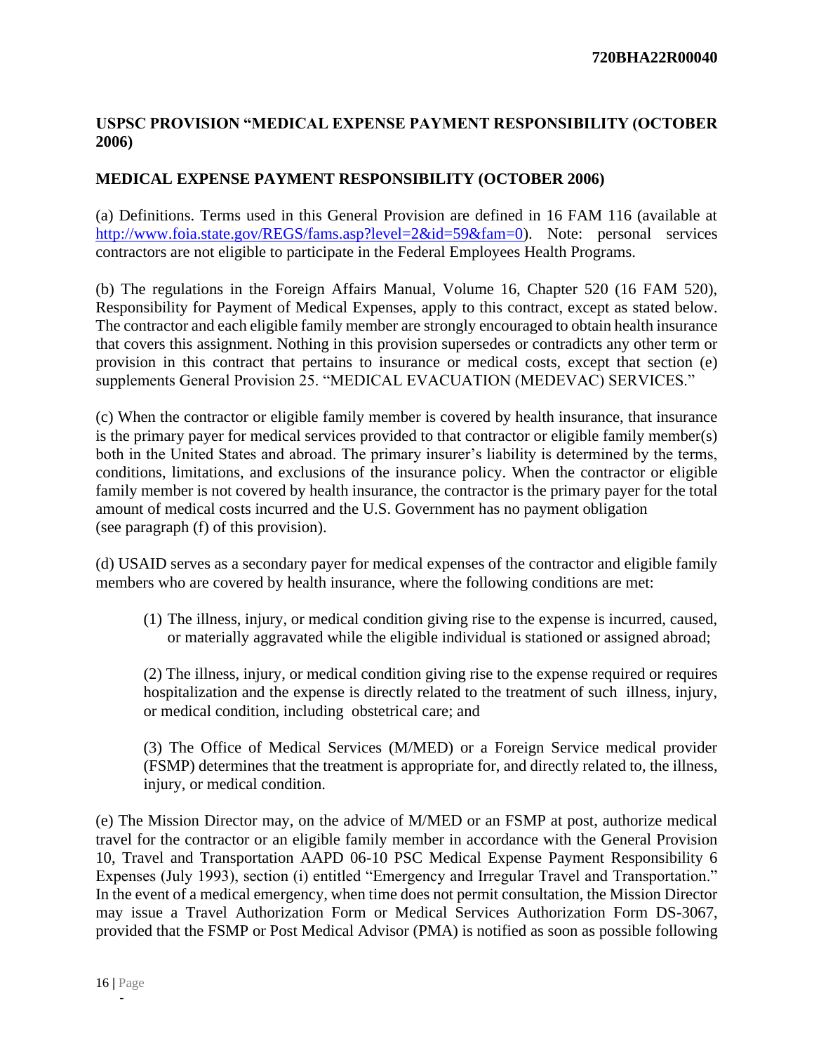## USPSC PROVISION "MEDICAL EXPENSE PAYMENT RESPONSIBILITY (OCTOBER 2006)

## MEDICAL EXPENSE PAYMENT RESPONSIBILITY (OCTOBER 2006)

(a) Definitions. Terms used in this General Provision are defined in 16 FAM 116 (available at http://www.foia.state.gov/REGS/fams.asp?level=2&id=59&fam=0). Note: personal services contractors are not eligible to participate in the Federal Employees Health Programs.

(b) The regulations in the Foreign Affairs Manual, Volume 16, Chapter 520 (16 FAM 520), Responsibility for Payment of Medical Expenses, apply to this contract, except as stated below. The contractor and each eligible family member are strongly encouraged to obtain health insurance that covers this assignment. Nothing in this provision supersedes or contradicts any other term or provision in this contract that pertains to insurance or medical costs, except that section (e) supplements General Provision 25. "MEDICAL EVACUATION (MEDEVAC) SERVICES."

(c) When the contractor or eligible family member is covered by health insurance, that insurance is the primary payer for medical services provided to that contractor or eligible family member(s) both in the United States and abroad. The primary insurer's liability is determined by the terms, conditions, limitations, and exclusions of the insurance policy. When the contractor or eligible family member is not covered by health insurance, the contractor is the primary payer for the total amount of medical costs incurred and the U.S. Government has no payment obligation (see paragraph (f) of this provision).

(d) USAID serves as a secondary payer for medical expenses of the contractor and eligible family members who are covered by health insurance, where the following conditions are met:

(1) The illness, injury, or medical condition giving rise to the expense is incurred, caused, or materially aggravated while the eligible individual is stationed or assigned abroad;

(2) The illness, injury, or medical condition giving rise to the expense required or requires hospitalization and the expense is directly related to the treatment of such illness, injury, or medical condition, including obstetrical care; and

(3) The Office of Medical Services (M/MED) or a Foreign Service medical provider (FSMP) determines that the treatment is appropriate for, and directly related to, the illness, injury, or medical condition.

(e) The Mission Director may, on the advice of M/MED or an FSMP at post, authorize medical travel for the contractor or an eligible family member in accordance with the General Provision 10, Travel and Transportation AAPD 06-10 PSC Medical Expense Payment Responsibility 6 Expenses (July 1993), section (i) entitled "Emergency and Irregular Travel and Transportation." In the event of a medical emergency, when time does not permit consultation, the Mission Director may issue a Travel Authorization Form or Medical Services Authorization Form DS-3067, provided that the FSMP or Post Medical Advisor (PMA) is notified as soon as possible following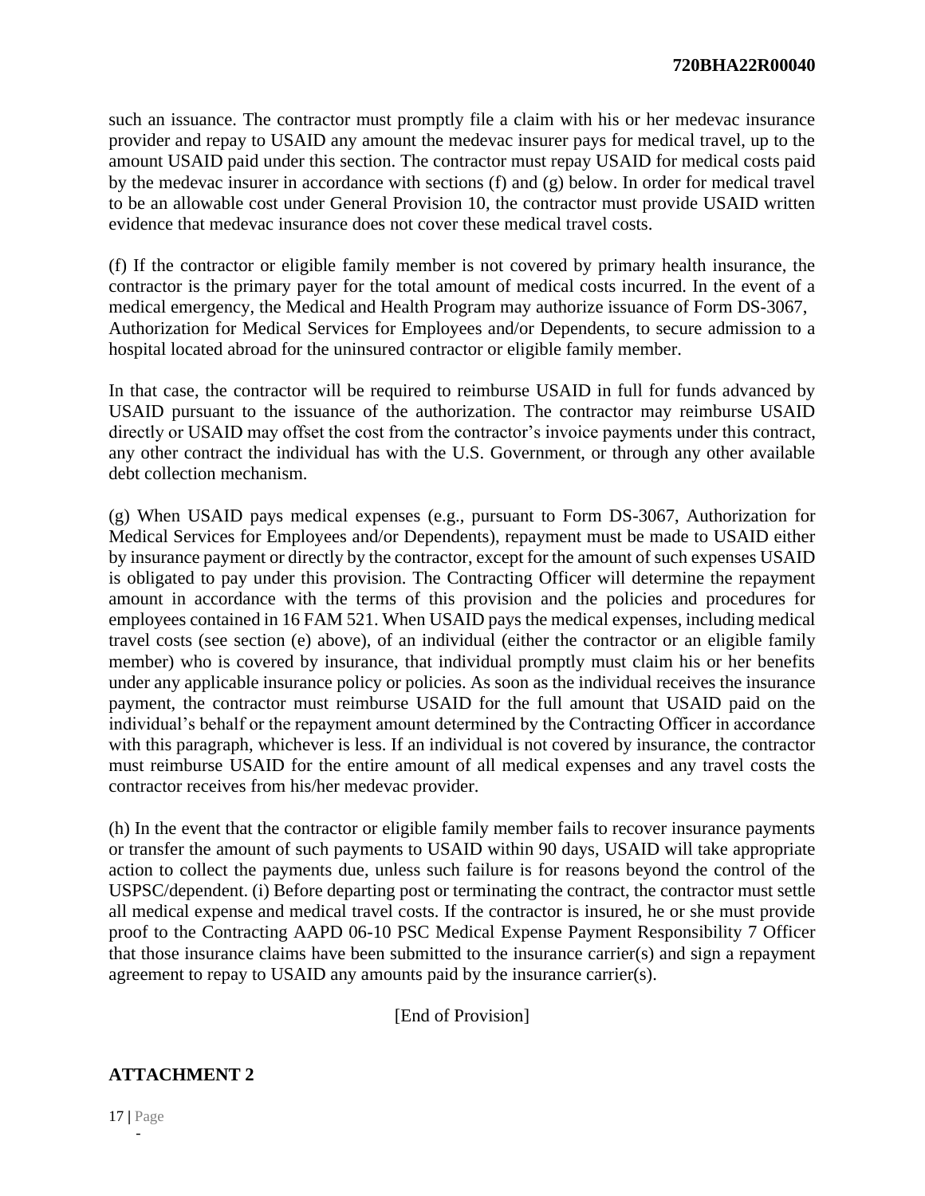such an issuance. The contractor must promptly file a claim with his or her medevac insurance provider and repay to USAID any amount the medevac insurer pays for medical travel, up to the amount USAID paid under this section. The contractor must repay USAID for medical costs paid by the medevac insurer in accordance with sections (f) and (g) below. In order for medical travel to be an allowable cost under General Provision 10, the contractor must provide USAID written evidence that medevac insurance does not cover these medical travel costs.

(f) If the contractor or eligible family member is not covered by primary health insurance, the contractor is the primary payer for the total amount of medical costs incurred. In the event of a medical emergency, the Medical and Health Program may authorize issuance of Form DS-3067, Authorization for Medical Services for Employees and/or Dependents, to secure admission to a hospital located abroad for the uninsured contractor or eligible family member.

In that case, the contractor will be required to reimburse USAID in full for funds advanced by USAID pursuant to the issuance of the authorization. The contractor may reimburse USAID directly or USAID may offset the cost from the contractor's invoice payments under this contract, any other contract the individual has with the U.S. Government, or through any other available debt collection mechanism.

(g) When USAID pays medical expenses (e.g., pursuant to Form DS-3067, Authorization for Medical Services for Employees and/or Dependents), repayment must be made to USAID either by insurance payment or directly by the contractor, except for the amount of such expenses USAID is obligated to pay under this provision. The Contracting Officer will determine the repayment amount in accordance with the terms of this provision and the policies and procedures for employees contained in 16 FAM 521. When USAID pays the medical expenses, including medical travel costs (see section (e) above), of an individual (either the contractor or an eligible family member) who is covered by insurance, that individual promptly must claim his or her benefits under any applicable insurance policy or policies. As soon as the individual receives the insurance payment, the contractor must reimburse USAID for the full amount that USAID paid on the individual's behalf or the repayment amount determined by the Contracting Officer in accordance with this paragraph, whichever is less. If an individual is not covered by insurance, the contractor must reimburse USAID for the entire amount of all medical expenses and any travel costs the contractor receives from his/her medevac provider.

(h) In the event that the contractor or eligible family member fails to recover insurance payments or transfer the amount of such payments to USAID within 90 days, USAID will take appropriate action to collect the payments due, unless such failure is for reasons beyond the control of the USPSC/dependent. (i) Before departing post or terminating the contract, the contractor must settle all medical expense and medical travel costs. If the contractor is insured, he or she must provide proof to the Contracting AAPD 06-10 PSC Medical Expense Payment Responsibility 7 Officer that those insurance claims have been submitted to the insurance carrier(s) and sign a repayment agreement to repay to USAID any amounts paid by the insurance carrier(s).

[End of Provision]

## ATTACHMENT 2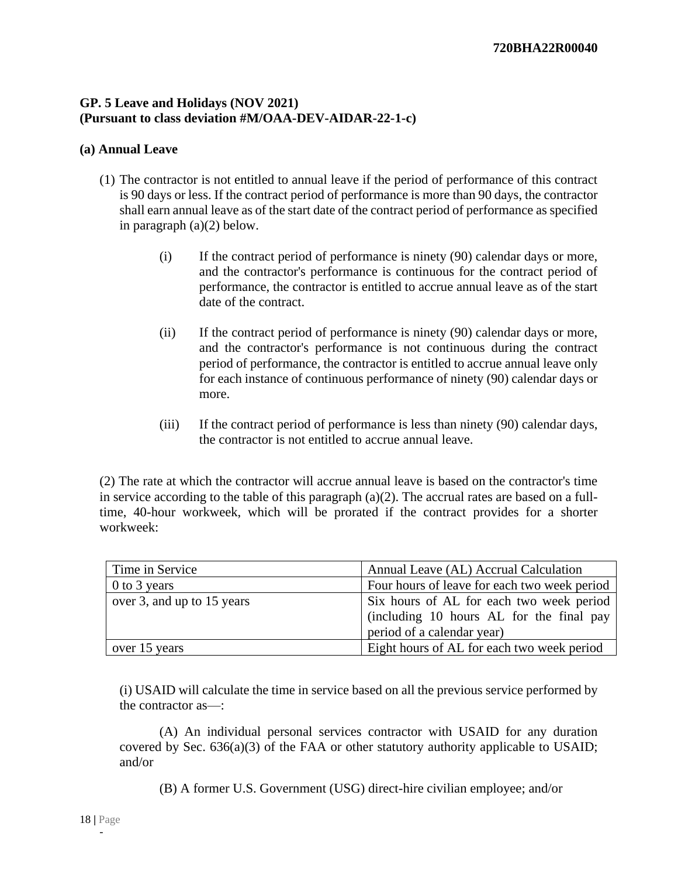**GP. 5 Leave and Holidays (NOV 2021)**
**(Pursuant to class deviation #M/OAA-DEV-AIDAR-22-1-c)**

**(a) Annual Leave**

(1) The contractor is not entitled to annual leave if the period of performance of this contract is 90 days or less. If the contract period of performance is more than 90 days, the contractor shall earn annual leave as of the start date of the contract period of performance as specified in paragraph (a)(2) below.

(i) If the contract period of performance is ninety (90) calendar days or more, and the contractor's performance is continuous for the contract period of performance, the contractor is entitled to accrue annual leave as of the start date of the contract.

(ii) If the contract period of performance is ninety (90) calendar days or more, and the contractor's performance is not continuous during the contract period of performance, the contractor is entitled to accrue annual leave only for each instance of continuous performance of ninety (90) calendar days or more.

(iii) If the contract period of performance is less than ninety (90) calendar days, the contractor is not entitled to accrue annual leave.

(2) The rate at which the contractor will accrue annual leave is based on the contractor's time in service according to the table of this paragraph (a)(2). The accrual rates are based on a full-time, 40-hour workweek, which will be prorated if the contract provides for a shorter workweek:

| Time in Service | Annual Leave (AL) Accrual Calculation |
|---|---|
| 0 to 3 years | Four hours of leave for each two week period |
| over 3, and up to 15 years | Six hours of AL for each two week period (including 10 hours AL for the final pay period of a calendar year) |
| over 15 years | Eight hours of AL for each two week period |

(i) USAID will calculate the time in service based on all the previous service performed by the contractor as—:

(A) An individual personal services contractor with USAID for any duration covered by Sec. 636(a)(3) of the FAA or other statutory authority applicable to USAID; and/or

(B) A former U.S. Government (USG) direct-hire civilian employee; and/or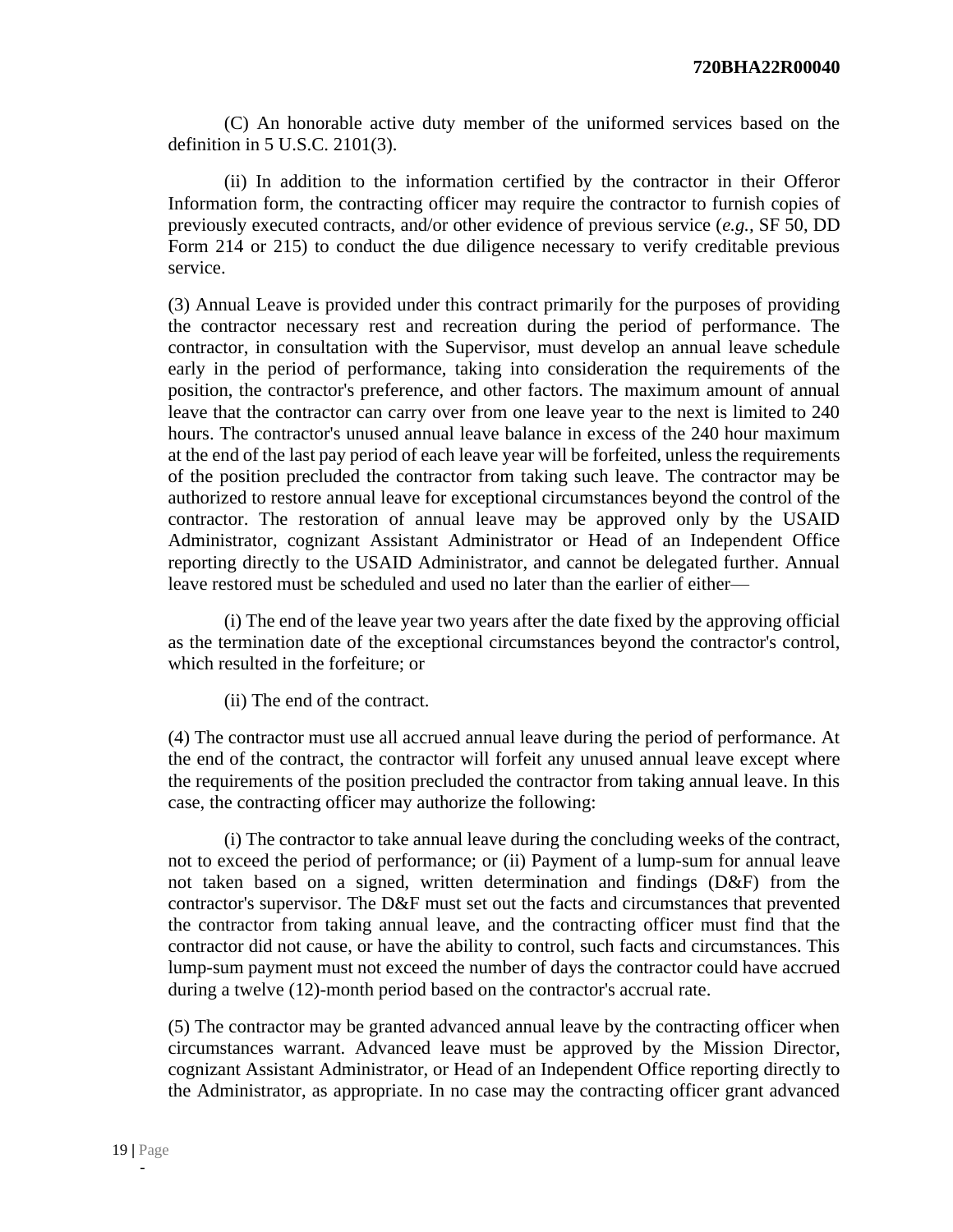(C) An honorable active duty member of the uniformed services based on the definition in 5 U.S.C. 2101(3).

(ii) In addition to the information certified by the contractor in their Offeror Information form, the contracting officer may require the contractor to furnish copies of previously executed contracts, and/or other evidence of previous service (*e.g.*, SF 50, DD Form 214 or 215) to conduct the due diligence necessary to verify creditable previous service.

(3) Annual Leave is provided under this contract primarily for the purposes of providing the contractor necessary rest and recreation during the period of performance. The contractor, in consultation with the Supervisor, must develop an annual leave schedule early in the period of performance, taking into consideration the requirements of the position, the contractor's preference, and other factors. The maximum amount of annual leave that the contractor can carry over from one leave year to the next is limited to 240 hours. The contractor's unused annual leave balance in excess of the 240 hour maximum at the end of the last pay period of each leave year will be forfeited, unless the requirements of the position precluded the contractor from taking such leave. The contractor may be authorized to restore annual leave for exceptional circumstances beyond the control of the contractor. The restoration of annual leave may be approved only by the USAID Administrator, cognizant Assistant Administrator or Head of an Independent Office reporting directly to the USAID Administrator, and cannot be delegated further. Annual leave restored must be scheduled and used no later than the earlier of either—

(i) The end of the leave year two years after the date fixed by the approving official as the termination date of the exceptional circumstances beyond the contractor's control, which resulted in the forfeiture; or

(ii) The end of the contract.

(4) The contractor must use all accrued annual leave during the period of performance. At the end of the contract, the contractor will forfeit any unused annual leave except where the requirements of the position precluded the contractor from taking annual leave. In this case, the contracting officer may authorize the following:

(i) The contractor to take annual leave during the concluding weeks of the contract, not to exceed the period of performance; or (ii) Payment of a lump-sum for annual leave not taken based on a signed, written determination and findings (D&F) from the contractor's supervisor. The D&F must set out the facts and circumstances that prevented the contractor from taking annual leave, and the contracting officer must find that the contractor did not cause, or have the ability to control, such facts and circumstances. This lump-sum payment must not exceed the number of days the contractor could have accrued during a twelve (12)-month period based on the contractor's accrual rate.

(5) The contractor may be granted advanced annual leave by the contracting officer when circumstances warrant. Advanced leave must be approved by the Mission Director, cognizant Assistant Administrator, or Head of an Independent Office reporting directly to the Administrator, as appropriate. In no case may the contracting officer grant advanced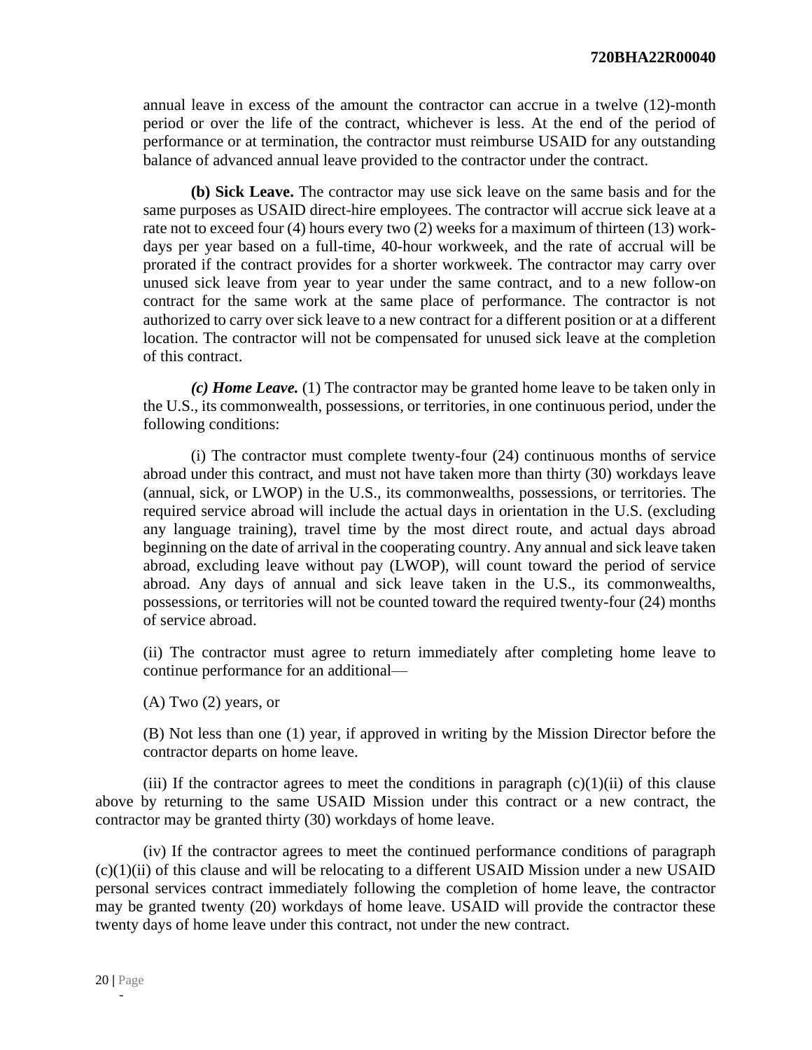annual leave in excess of the amount the contractor can accrue in a twelve (12)-month period or over the life of the contract, whichever is less. At the end of the period of performance or at termination, the contractor must reimburse USAID for any outstanding balance of advanced annual leave provided to the contractor under the contract.

**(b) Sick Leave.** The contractor may use sick leave on the same basis and for the same purposes as USAID direct-hire employees. The contractor will accrue sick leave at a rate not to exceed four (4) hours every two (2) weeks for a maximum of thirteen (13) work-days per year based on a full-time, 40-hour workweek, and the rate of accrual will be prorated if the contract provides for a shorter workweek. The contractor may carry over unused sick leave from year to year under the same contract, and to a new follow-on contract for the same work at the same place of performance. The contractor is not authorized to carry over sick leave to a new contract for a different position or at a different location. The contractor will not be compensated for unused sick leave at the completion of this contract.

***(c) Home Leave.*** (1) The contractor may be granted home leave to be taken only in the U.S., its commonwealth, possessions, or territories, in one continuous period, under the following conditions:

(i) The contractor must complete twenty-four (24) continuous months of service abroad under this contract, and must not have taken more than thirty (30) workdays leave (annual, sick, or LWOP) in the U.S., its commonwealths, possessions, or territories. The required service abroad will include the actual days in orientation in the U.S. (excluding any language training), travel time by the most direct route, and actual days abroad beginning on the date of arrival in the cooperating country. Any annual and sick leave taken abroad, excluding leave without pay (LWOP), will count toward the period of service abroad. Any days of annual and sick leave taken in the U.S., its commonwealths, possessions, or territories will not be counted toward the required twenty-four (24) months of service abroad.

(ii) The contractor must agree to return immediately after completing home leave to continue performance for an additional—

(A) Two (2) years, or

(B) Not less than one (1) year, if approved in writing by the Mission Director before the contractor departs on home leave.

(iii) If the contractor agrees to meet the conditions in paragraph (c)(1)(ii) of this clause above by returning to the same USAID Mission under this contract or a new contract, the contractor may be granted thirty (30) workdays of home leave.

(iv) If the contractor agrees to meet the continued performance conditions of paragraph (c)(1)(ii) of this clause and will be relocating to a different USAID Mission under a new USAID personal services contract immediately following the completion of home leave, the contractor may be granted twenty (20) workdays of home leave. USAID will provide the contractor these twenty days of home leave under this contract, not under the new contract.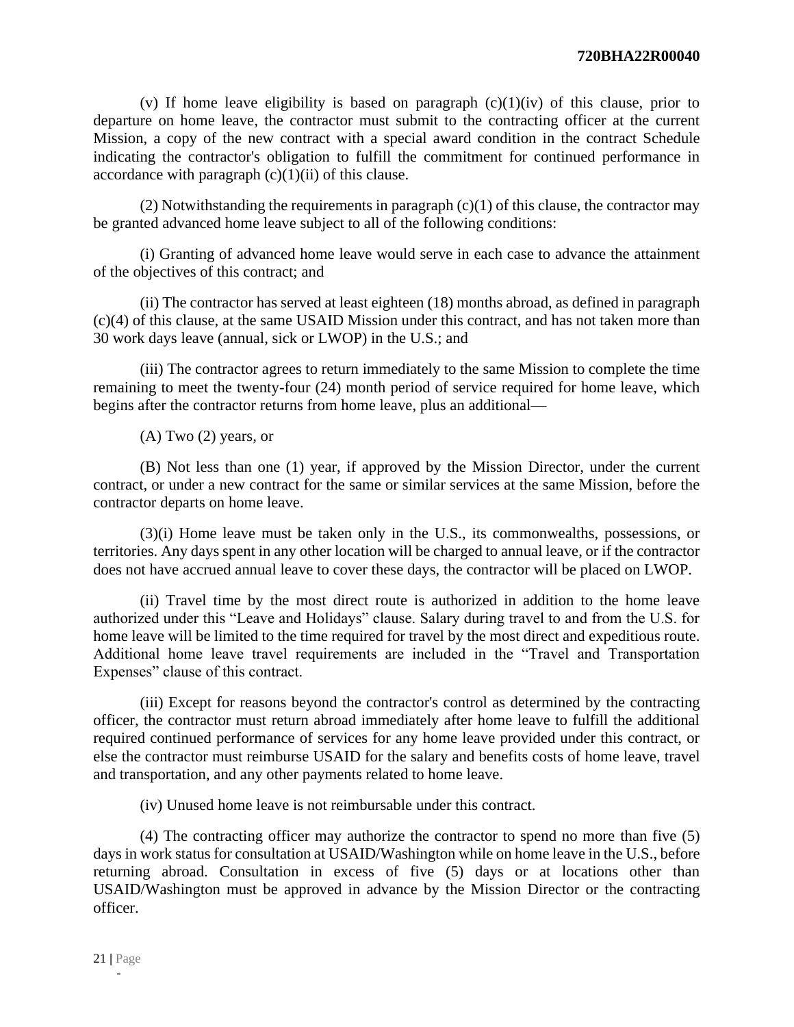(v) If home leave eligibility is based on paragraph (c)(1)(iv) of this clause, prior to departure on home leave, the contractor must submit to the contracting officer at the current Mission, a copy of the new contract with a special award condition in the contract Schedule indicating the contractor's obligation to fulfill the commitment for continued performance in accordance with paragraph (c)(1)(ii) of this clause.

(2) Notwithstanding the requirements in paragraph (c)(1) of this clause, the contractor may be granted advanced home leave subject to all of the following conditions:

(i) Granting of advanced home leave would serve in each case to advance the attainment of the objectives of this contract; and

(ii) The contractor has served at least eighteen (18) months abroad, as defined in paragraph (c)(4) of this clause, at the same USAID Mission under this contract, and has not taken more than 30 work days leave (annual, sick or LWOP) in the U.S.; and

(iii) The contractor agrees to return immediately to the same Mission to complete the time remaining to meet the twenty-four (24) month period of service required for home leave, which begins after the contractor returns from home leave, plus an additional—

(A) Two (2) years, or

(B) Not less than one (1) year, if approved by the Mission Director, under the current contract, or under a new contract for the same or similar services at the same Mission, before the contractor departs on home leave.

(3)(i) Home leave must be taken only in the U.S., its commonwealths, possessions, or territories. Any days spent in any other location will be charged to annual leave, or if the contractor does not have accrued annual leave to cover these days, the contractor will be placed on LWOP.

(ii) Travel time by the most direct route is authorized in addition to the home leave authorized under this "Leave and Holidays" clause. Salary during travel to and from the U.S. for home leave will be limited to the time required for travel by the most direct and expeditious route. Additional home leave travel requirements are included in the "Travel and Transportation Expenses" clause of this contract.

(iii) Except for reasons beyond the contractor's control as determined by the contracting officer, the contractor must return abroad immediately after home leave to fulfill the additional required continued performance of services for any home leave provided under this contract, or else the contractor must reimburse USAID for the salary and benefits costs of home leave, travel and transportation, and any other payments related to home leave.

(iv) Unused home leave is not reimbursable under this contract.

(4) The contracting officer may authorize the contractor to spend no more than five (5) days in work status for consultation at USAID/Washington while on home leave in the U.S., before returning abroad. Consultation in excess of five (5) days or at locations other than USAID/Washington must be approved in advance by the Mission Director or the contracting officer.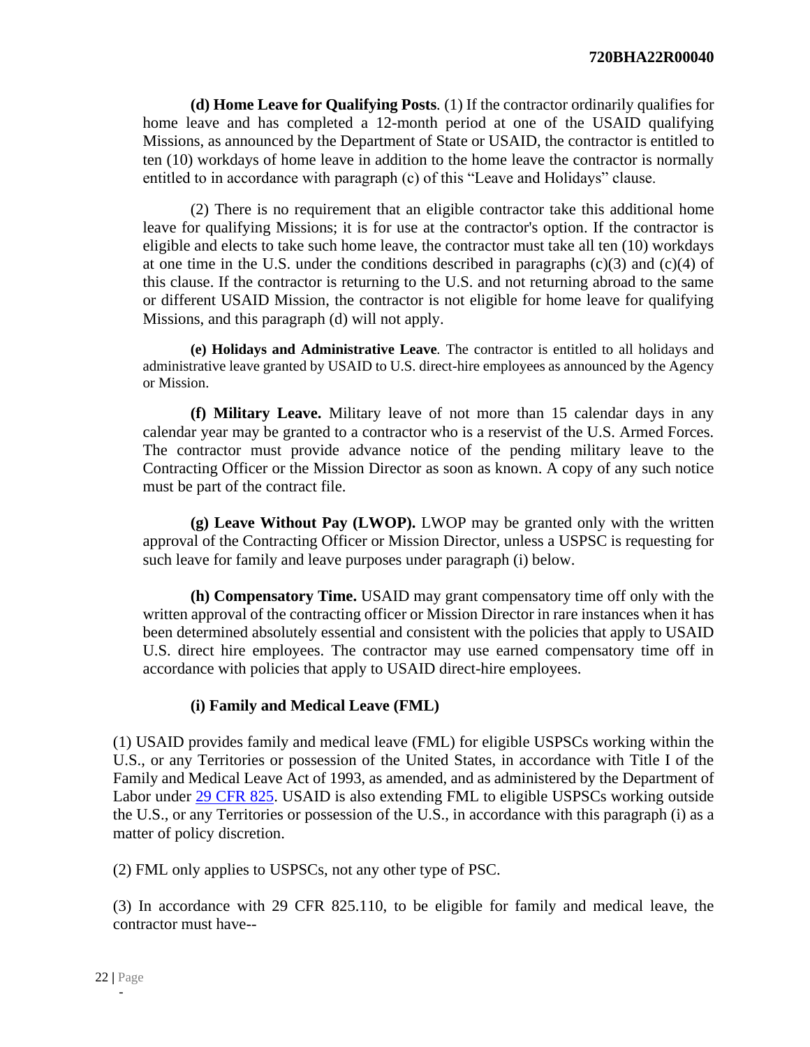**(d) Home Leave for Qualifying Posts***.* (1) If the contractor ordinarily qualifies for home leave and has completed a 12-month period at one of the USAID qualifying Missions, as announced by the Department of State or USAID, the contractor is entitled to ten (10) workdays of home leave in addition to the home leave the contractor is normally entitled to in accordance with paragraph (c) of this "Leave and Holidays" clause.

(2) There is no requirement that an eligible contractor take this additional home leave for qualifying Missions; it is for use at the contractor's option. If the contractor is eligible and elects to take such home leave, the contractor must take all ten (10) workdays at one time in the U.S. under the conditions described in paragraphs (c)(3) and (c)(4) of this clause. If the contractor is returning to the U.S. and not returning abroad to the same or different USAID Mission, the contractor is not eligible for home leave for qualifying Missions, and this paragraph (d) will not apply.

**(e) Holidays and Administrative Leave***.* The contractor is entitled to all holidays and administrative leave granted by USAID to U.S. direct-hire employees as announced by the Agency or Mission.

**(f) Military Leave.** Military leave of not more than 15 calendar days in any calendar year may be granted to a contractor who is a reservist of the U.S. Armed Forces. The contractor must provide advance notice of the pending military leave to the Contracting Officer or the Mission Director as soon as known. A copy of any such notice must be part of the contract file.

**(g) Leave Without Pay (LWOP).** LWOP may be granted only with the written approval of the Contracting Officer or Mission Director, unless a USPSC is requesting for such leave for family and leave purposes under paragraph (i) below.

**(h) Compensatory Time.** USAID may grant compensatory time off only with the written approval of the contracting officer or Mission Director in rare instances when it has been determined absolutely essential and consistent with the policies that apply to USAID U.S. direct hire employees. The contractor may use earned compensatory time off in accordance with policies that apply to USAID direct-hire employees.

**(i) Family and Medical Leave (FML)**

(1) USAID provides family and medical leave (FML) for eligible USPSCs working within the U.S., or any Territories or possession of the United States, in accordance with Title I of the Family and Medical Leave Act of 1993, as amended, and as administered by the Department of Labor under [29 CFR 825](). USAID is also extending FML to eligible USPSCs working outside the U.S., or any Territories or possession of the U.S., in accordance with this paragraph (i) as a matter of policy discretion.

(2) FML only applies to USPSCs, not any other type of PSC.

(3) In accordance with 29 CFR 825.110, to be eligible for family and medical leave, the contractor must have--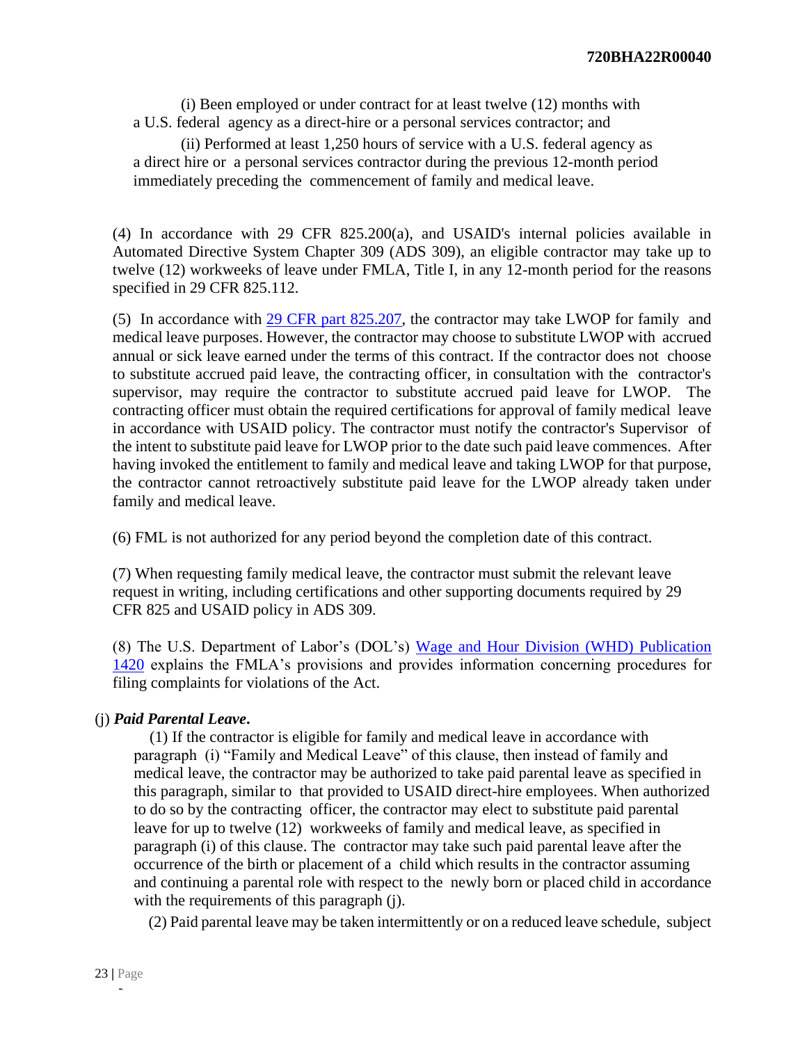(i) Been employed or under contract for at least twelve (12) months with a U.S. federal agency as a direct-hire or a personal services contractor; and

(ii) Performed at least 1,250 hours of service with a U.S. federal agency as a direct hire or a personal services contractor during the previous 12-month period immediately preceding the commencement of family and medical leave.

(4) In accordance with 29 CFR 825.200(a), and USAID's internal policies available in Automated Directive System Chapter 309 (ADS 309), an eligible contractor may take up to twelve (12) workweeks of leave under FMLA, Title I, in any 12-month period for the reasons specified in 29 CFR 825.112.

(5) In accordance with [29 CFR part 825.207](), the contractor may take LWOP for family and medical leave purposes. However, the contractor may choose to substitute LWOP with accrued annual or sick leave earned under the terms of this contract. If the contractor does not choose to substitute accrued paid leave, the contracting officer, in consultation with the contractor's supervisor, may require the contractor to substitute accrued paid leave for LWOP. The contracting officer must obtain the required certifications for approval of family medical leave in accordance with USAID policy. The contractor must notify the contractor's Supervisor of the intent to substitute paid leave for LWOP prior to the date such paid leave commences. After having invoked the entitlement to family and medical leave and taking LWOP for that purpose, the contractor cannot retroactively substitute paid leave for the LWOP already taken under family and medical leave.

(6) FML is not authorized for any period beyond the completion date of this contract.

(7) When requesting family medical leave, the contractor must submit the relevant leave request in writing, including certifications and other supporting documents required by 29 CFR 825 and USAID policy in ADS 309.

(8) The U.S. Department of Labor's (DOL's) [Wage and Hour Division (WHD) Publication 1420]() explains the FMLA's provisions and provides information concerning procedures for filing complaints for violations of the Act.

(j) ***Paid Parental Leave*.**

(1) If the contractor is eligible for family and medical leave in accordance with paragraph (i) "Family and Medical Leave" of this clause, then instead of family and medical leave, the contractor may be authorized to take paid parental leave as specified in this paragraph, similar to that provided to USAID direct-hire employees. When authorized to do so by the contracting officer, the contractor may elect to substitute paid parental leave for up to twelve (12) workweeks of family and medical leave, as specified in paragraph (i) of this clause. The contractor may take such paid parental leave after the occurrence of the birth or placement of a child which results in the contractor assuming and continuing a parental role with respect to the newly born or placed child in accordance with the requirements of this paragraph (j).

(2) Paid parental leave may be taken intermittently or on a reduced leave schedule, subject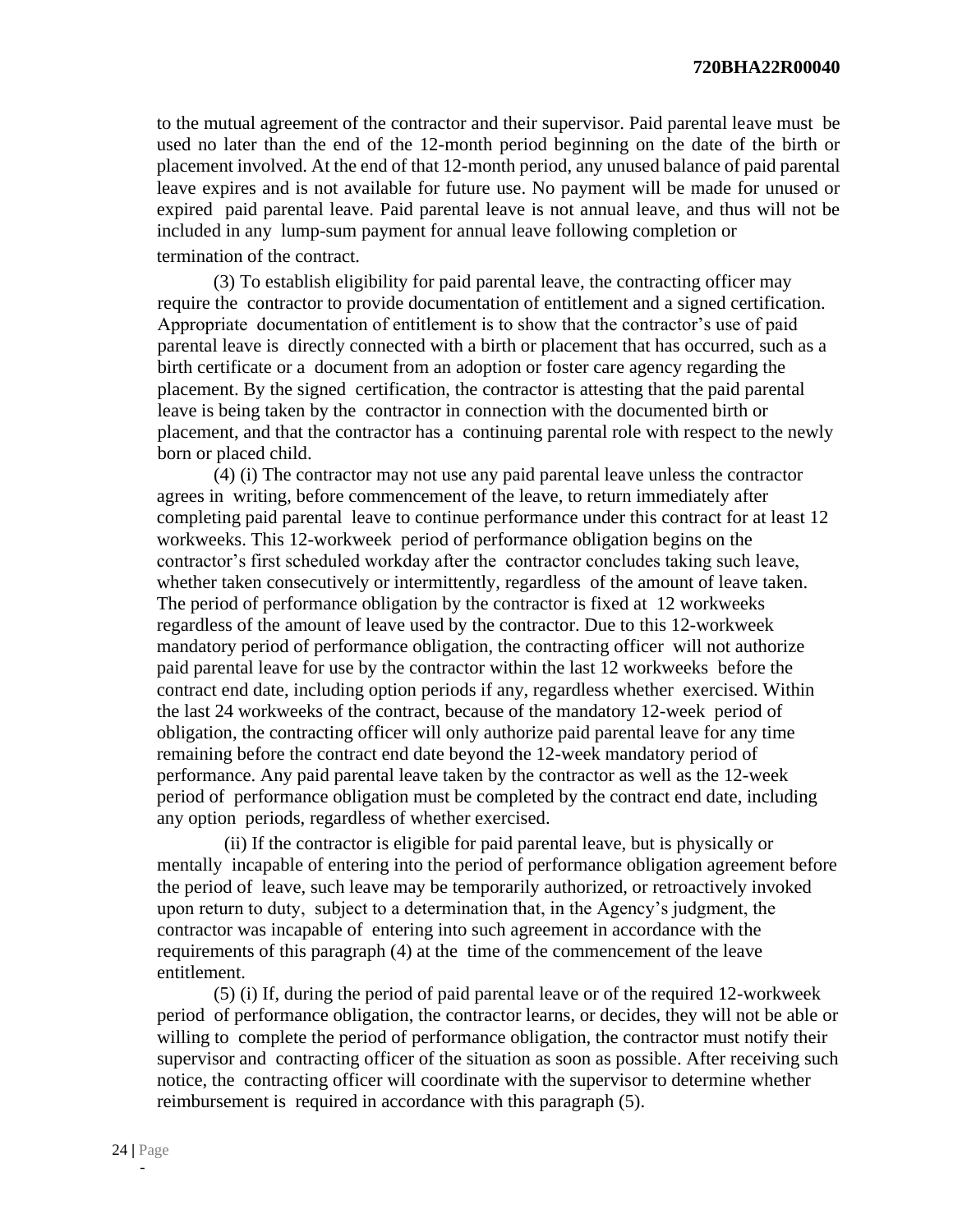to the mutual agreement of the contractor and their supervisor. Paid parental leave must be used no later than the end of the 12-month period beginning on the date of the birth or placement involved. At the end of that 12-month period, any unused balance of paid parental leave expires and is not available for future use. No payment will be made for unused or expired paid parental leave. Paid parental leave is not annual leave, and thus will not be included in any lump-sum payment for annual leave following completion or termination of the contract.

(3) To establish eligibility for paid parental leave, the contracting officer may require the contractor to provide documentation of entitlement and a signed certification. Appropriate documentation of entitlement is to show that the contractor's use of paid parental leave is directly connected with a birth or placement that has occurred, such as a birth certificate or a document from an adoption or foster care agency regarding the placement. By the signed certification, the contractor is attesting that the paid parental leave is being taken by the contractor in connection with the documented birth or placement, and that the contractor has a continuing parental role with respect to the newly born or placed child.

(4) (i) The contractor may not use any paid parental leave unless the contractor agrees in writing, before commencement of the leave, to return immediately after completing paid parental leave to continue performance under this contract for at least 12 workweeks. This 12-workweek period of performance obligation begins on the contractor's first scheduled workday after the contractor concludes taking such leave, whether taken consecutively or intermittently, regardless of the amount of leave taken. The period of performance obligation by the contractor is fixed at 12 workweeks regardless of the amount of leave used by the contractor. Due to this 12-workweek mandatory period of performance obligation, the contracting officer will not authorize paid parental leave for use by the contractor within the last 12 workweeks before the contract end date, including option periods if any, regardless whether exercised. Within the last 24 workweeks of the contract, because of the mandatory 12-week period of obligation, the contracting officer will only authorize paid parental leave for any time remaining before the contract end date beyond the 12-week mandatory period of performance. Any paid parental leave taken by the contractor as well as the 12-week period of performance obligation must be completed by the contract end date, including any option periods, regardless of whether exercised.

(ii) If the contractor is eligible for paid parental leave, but is physically or mentally incapable of entering into the period of performance obligation agreement before the period of leave, such leave may be temporarily authorized, or retroactively invoked upon return to duty, subject to a determination that, in the Agency's judgment, the contractor was incapable of entering into such agreement in accordance with the requirements of this paragraph (4) at the time of the commencement of the leave entitlement.

(5) (i) If, during the period of paid parental leave or of the required 12-workweek period of performance obligation, the contractor learns, or decides, they will not be able or willing to complete the period of performance obligation, the contractor must notify their supervisor and contracting officer of the situation as soon as possible. After receiving such notice, the contracting officer will coordinate with the supervisor to determine whether reimbursement is required in accordance with this paragraph (5).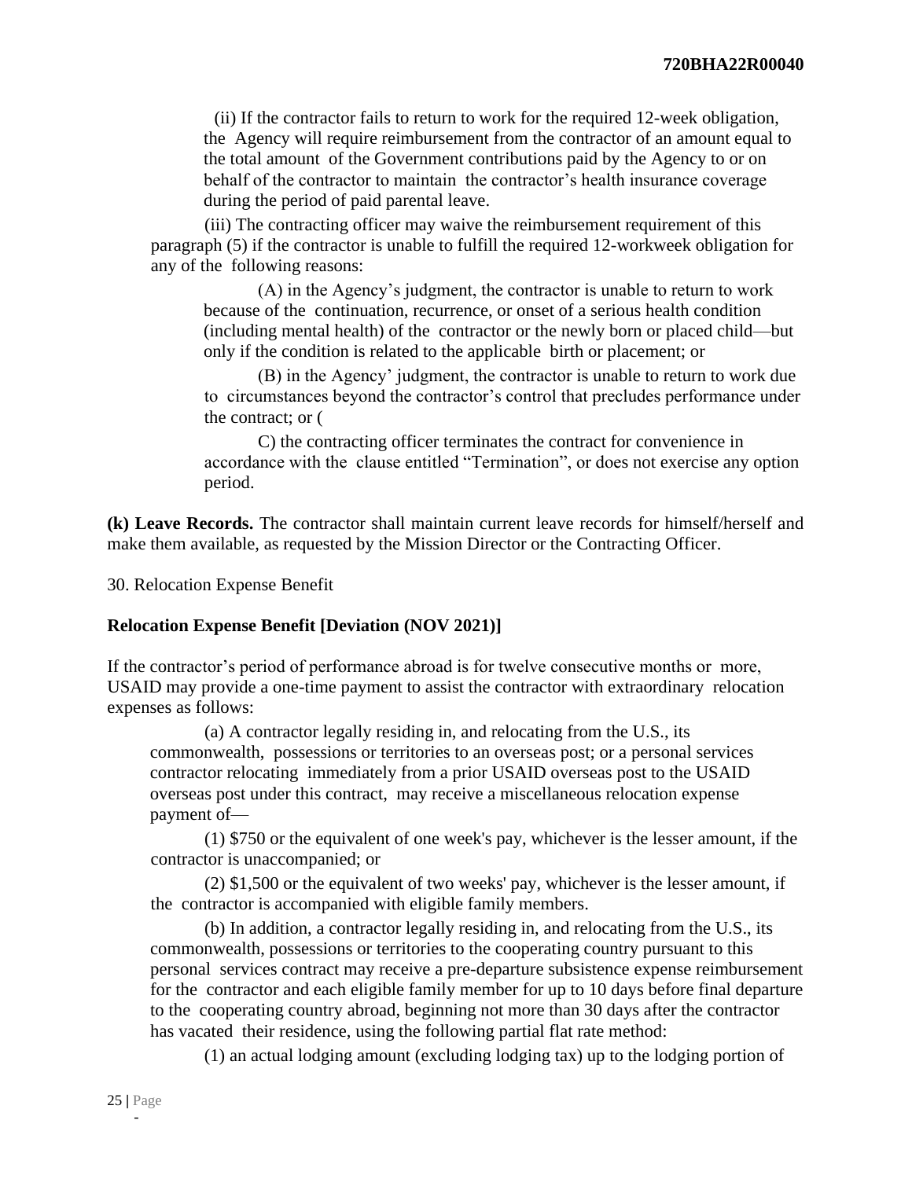(ii) If the contractor fails to return to work for the required 12-week obligation, the Agency will require reimbursement from the contractor of an amount equal to the total amount of the Government contributions paid by the Agency to or on behalf of the contractor to maintain the contractor's health insurance coverage during the period of paid parental leave.

(iii) The contracting officer may waive the reimbursement requirement of this paragraph (5) if the contractor is unable to fulfill the required 12-workweek obligation for any of the following reasons:

(A) in the Agency's judgment, the contractor is unable to return to work because of the continuation, recurrence, or onset of a serious health condition (including mental health) of the contractor or the newly born or placed child—but only if the condition is related to the applicable birth or placement; or

(B) in the Agency' judgment, the contractor is unable to return to work due to circumstances beyond the contractor's control that precludes performance under the contract; or (

C) the contracting officer terminates the contract for convenience in accordance with the clause entitled "Termination", or does not exercise any option period.

**(k) Leave Records.** The contractor shall maintain current leave records for himself/herself and make them available, as requested by the Mission Director or the Contracting Officer.

30. Relocation Expense Benefit

**Relocation Expense Benefit [Deviation (NOV 2021)]**

If the contractor's period of performance abroad is for twelve consecutive months or more, USAID may provide a one-time payment to assist the contractor with extraordinary relocation expenses as follows:

(a) A contractor legally residing in, and relocating from the U.S., its commonwealth, possessions or territories to an overseas post; or a personal services contractor relocating immediately from a prior USAID overseas post to the USAID overseas post under this contract, may receive a miscellaneous relocation expense payment of—

(1) $750 or the equivalent of one week's pay, whichever is the lesser amount, if the contractor is unaccompanied; or

(2) $1,500 or the equivalent of two weeks' pay, whichever is the lesser amount, if the contractor is accompanied with eligible family members.

(b) In addition, a contractor legally residing in, and relocating from the U.S., its commonwealth, possessions or territories to the cooperating country pursuant to this personal services contract may receive a pre-departure subsistence expense reimbursement for the contractor and each eligible family member for up to 10 days before final departure to the cooperating country abroad, beginning not more than 30 days after the contractor has vacated their residence, using the following partial flat rate method:

(1) an actual lodging amount (excluding lodging tax) up to the lodging portion of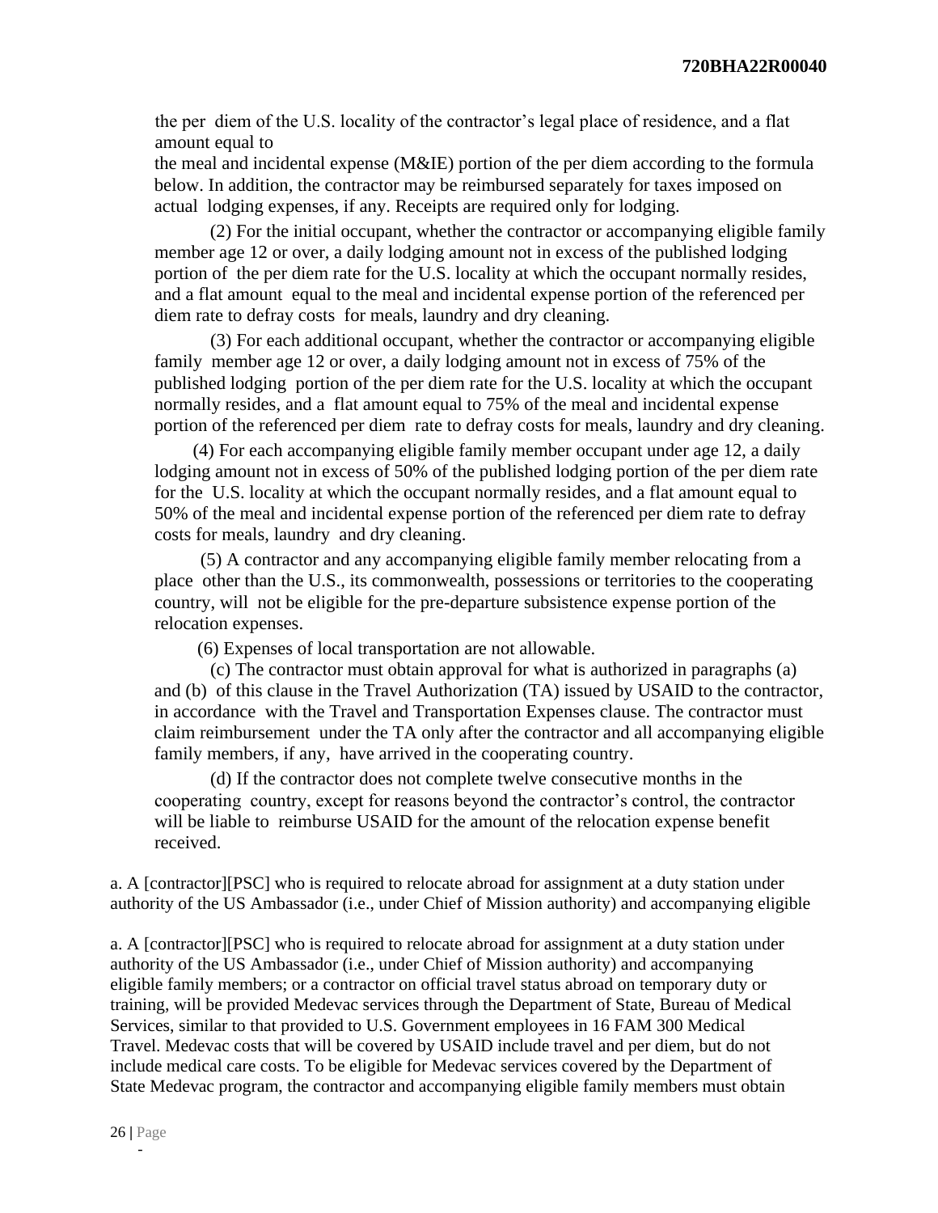the per diem of the U.S. locality of the contractor's legal place of residence, and a flat amount equal to
the meal and incidental expense (M&IE) portion of the per diem according to the formula below. In addition, the contractor may be reimbursed separately for taxes imposed on actual lodging expenses, if any. Receipts are required only for lodging.

(2) For the initial occupant, whether the contractor or accompanying eligible family member age 12 or over, a daily lodging amount not in excess of the published lodging portion of the per diem rate for the U.S. locality at which the occupant normally resides, and a flat amount equal to the meal and incidental expense portion of the referenced per diem rate to defray costs for meals, laundry and dry cleaning.

(3) For each additional occupant, whether the contractor or accompanying eligible family member age 12 or over, a daily lodging amount not in excess of 75% of the published lodging portion of the per diem rate for the U.S. locality at which the occupant normally resides, and a flat amount equal to 75% of the meal and incidental expense portion of the referenced per diem rate to defray costs for meals, laundry and dry cleaning.

(4) For each accompanying eligible family member occupant under age 12, a daily lodging amount not in excess of 50% of the published lodging portion of the per diem rate for the U.S. locality at which the occupant normally resides, and a flat amount equal to 50% of the meal and incidental expense portion of the referenced per diem rate to defray costs for meals, laundry and dry cleaning.

(5) A contractor and any accompanying eligible family member relocating from a place other than the U.S., its commonwealth, possessions or territories to the cooperating country, will not be eligible for the pre-departure subsistence expense portion of the relocation expenses.

(6) Expenses of local transportation are not allowable.

(c) The contractor must obtain approval for what is authorized in paragraphs (a) and (b) of this clause in the Travel Authorization (TA) issued by USAID to the contractor, in accordance with the Travel and Transportation Expenses clause. The contractor must claim reimbursement under the TA only after the contractor and all accompanying eligible family members, if any, have arrived in the cooperating country.

(d) If the contractor does not complete twelve consecutive months in the cooperating country, except for reasons beyond the contractor's control, the contractor will be liable to reimburse USAID for the amount of the relocation expense benefit received.

a. A [contractor][PSC] who is required to relocate abroad for assignment at a duty station under authority of the US Ambassador (i.e., under Chief of Mission authority) and accompanying eligible

a. A [contractor][PSC] who is required to relocate abroad for assignment at a duty station under authority of the US Ambassador (i.e., under Chief of Mission authority) and accompanying eligible family members; or a contractor on official travel status abroad on temporary duty or training, will be provided Medevac services through the Department of State, Bureau of Medical Services, similar to that provided to U.S. Government employees in 16 FAM 300 Medical Travel. Medevac costs that will be covered by USAID include travel and per diem, but do not include medical care costs. To be eligible for Medevac services covered by the Department of State Medevac program, the contractor and accompanying eligible family members must obtain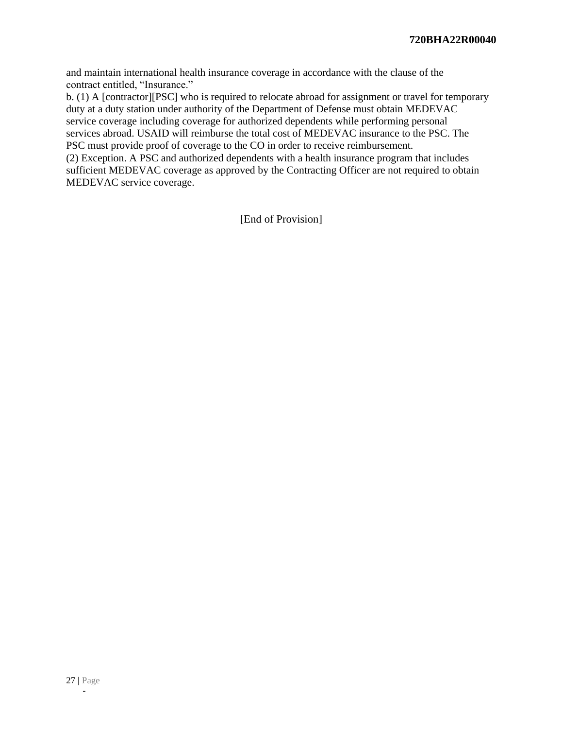and maintain international health insurance coverage in accordance with the clause of the contract entitled, “Insurance.”

b. (1) A [contractor][PSC] who is required to relocate abroad for assignment or travel for temporary duty at a duty station under authority of the Department of Defense must obtain MEDEVAC service coverage including coverage for authorized dependents while performing personal services abroad. USAID will reimburse the total cost of MEDEVAC insurance to the PSC. The PSC must provide proof of coverage to the CO in order to receive reimbursement.

(2) Exception. A PSC and authorized dependents with a health insurance program that includes sufficient MEDEVAC coverage as approved by the Contracting Officer are not required to obtain MEDEVAC service coverage.

[End of Provision]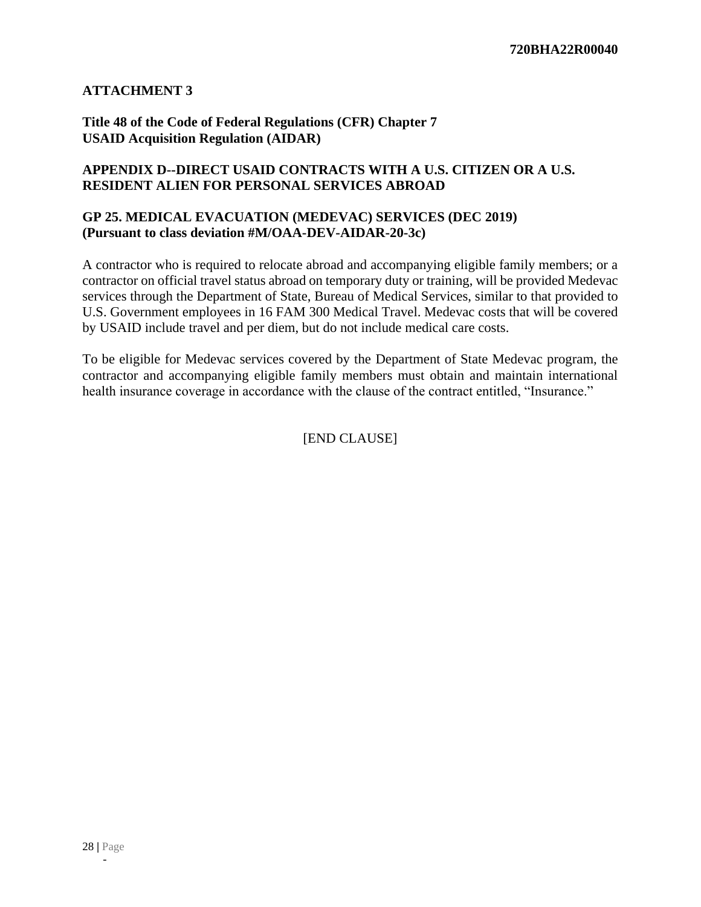**ATTACHMENT 3**

**Title 48 of the Code of Federal Regulations (CFR) Chapter 7**
**USAID Acquisition Regulation (AIDAR)**

**APPENDIX D--DIRECT USAID CONTRACTS WITH A U.S. CITIZEN OR A U.S. RESIDENT ALIEN FOR PERSONAL SERVICES ABROAD**

**GP 25. MEDICAL EVACUATION (MEDEVAC) SERVICES (DEC 2019)**
**(Pursuant to class deviation #M/OAA-DEV-AIDAR-20-3c)**

A contractor who is required to relocate abroad and accompanying eligible family members; or a contractor on official travel status abroad on temporary duty or training, will be provided Medevac services through the Department of State, Bureau of Medical Services, similar to that provided to U.S. Government employees in 16 FAM 300 Medical Travel. Medevac costs that will be covered by USAID include travel and per diem, but do not include medical care costs.

To be eligible for Medevac services covered by the Department of State Medevac program, the contractor and accompanying eligible family members must obtain and maintain international health insurance coverage in accordance with the clause of the contract entitled, "Insurance."

[END CLAUSE]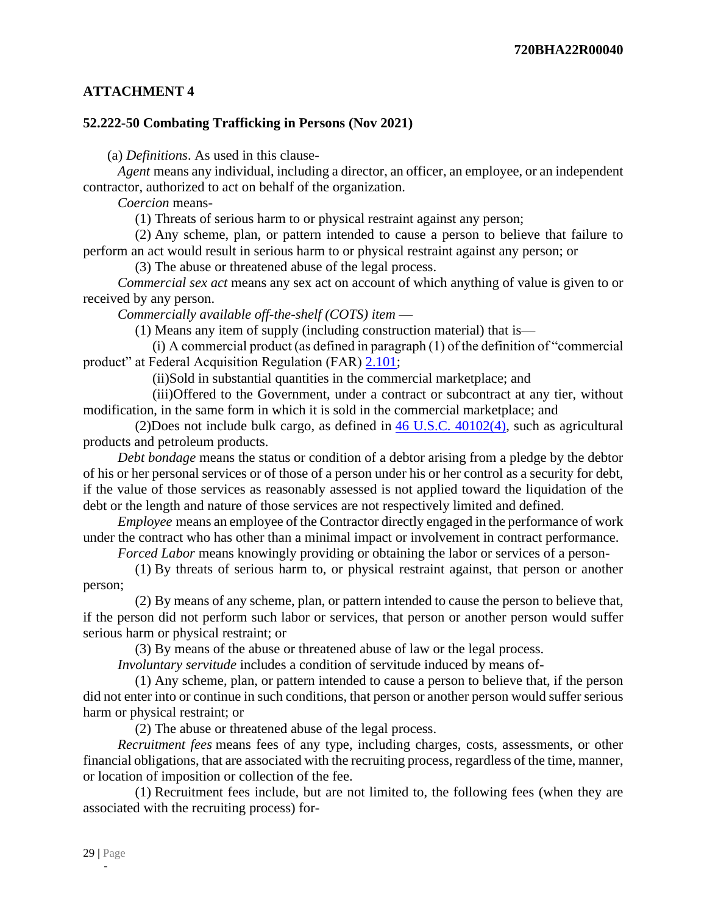## ATTACHMENT 4

### 52.222-50 Combating Trafficking in Persons (Nov 2021)

(a) *Definitions*. As used in this clause-

*Agent* means any individual, including a director, an officer, an employee, or an independent contractor, authorized to act on behalf of the organization.

*Coercion* means-

(1) Threats of serious harm to or physical restraint against any person;

(2) Any scheme, plan, or pattern intended to cause a person to believe that failure to perform an act would result in serious harm to or physical restraint against any person; or

(3) The abuse or threatened abuse of the legal process.

*Commercial sex act* means any sex act on account of which anything of value is given to or received by any person.

*Commercially available off-the-shelf (COTS) item* —

(1) Means any item of supply (including construction material) that is—

(i) A commercial product (as defined in paragraph (1) of the definition of "commercial product" at Federal Acquisition Regulation (FAR) [2.101](2.101);

(ii)Sold in substantial quantities in the commercial marketplace; and

(iii)Offered to the Government, under a contract or subcontract at any tier, without modification, in the same form in which it is sold in the commercial marketplace; and

(2)Does not include bulk cargo, as defined in [46 U.S.C. 40102(4)](46 U.S.C. 40102(4)), such as agricultural products and petroleum products.

*Debt bondage* means the status or condition of a debtor arising from a pledge by the debtor of his or her personal services or of those of a person under his or her control as a security for debt, if the value of those services as reasonably assessed is not applied toward the liquidation of the debt or the length and nature of those services are not respectively limited and defined.

*Employee* means an employee of the Contractor directly engaged in the performance of work under the contract who has other than a minimal impact or involvement in contract performance.

*Forced Labor* means knowingly providing or obtaining the labor or services of a person-

(1) By threats of serious harm to, or physical restraint against, that person or another person;

(2) By means of any scheme, plan, or pattern intended to cause the person to believe that, if the person did not perform such labor or services, that person or another person would suffer serious harm or physical restraint; or

(3) By means of the abuse or threatened abuse of law or the legal process.

*Involuntary servitude* includes a condition of servitude induced by means of-

(1) Any scheme, plan, or pattern intended to cause a person to believe that, if the person did not enter into or continue in such conditions, that person or another person would suffer serious harm or physical restraint; or

(2) The abuse or threatened abuse of the legal process.

*Recruitment fees* means fees of any type, including charges, costs, assessments, or other financial obligations, that are associated with the recruiting process, regardless of the time, manner, or location of imposition or collection of the fee.

(1) Recruitment fees include, but are not limited to, the following fees (when they are associated with the recruiting process) for-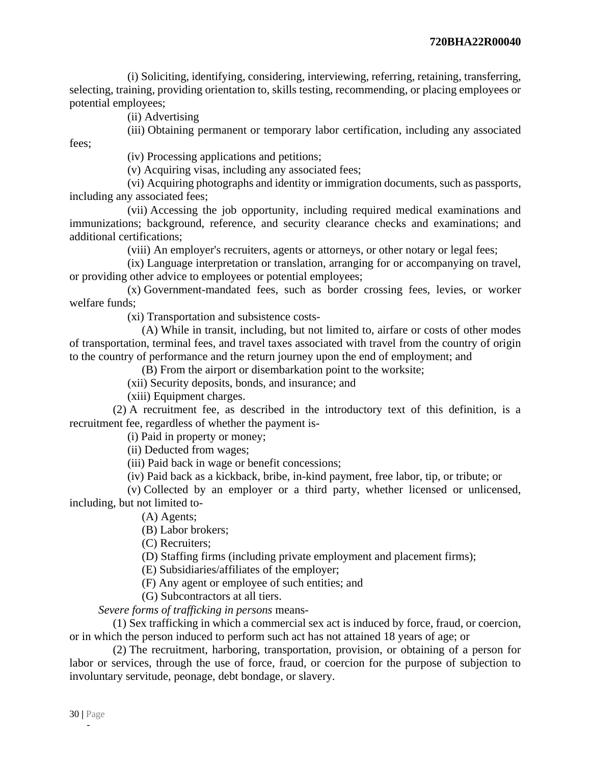(i) Soliciting, identifying, considering, interviewing, referring, retaining, transferring, selecting, training, providing orientation to, skills testing, recommending, or placing employees or potential employees;

(ii) Advertising

(iii) Obtaining permanent or temporary labor certification, including any associated fees;

(iv) Processing applications and petitions;

(v) Acquiring visas, including any associated fees;

(vi) Acquiring photographs and identity or immigration documents, such as passports, including any associated fees;

(vii) Accessing the job opportunity, including required medical examinations and immunizations; background, reference, and security clearance checks and examinations; and additional certifications;

(viii) An employer's recruiters, agents or attorneys, or other notary or legal fees;

(ix) Language interpretation or translation, arranging for or accompanying on travel, or providing other advice to employees or potential employees;

(x) Government-mandated fees, such as border crossing fees, levies, or worker welfare funds;

(xi) Transportation and subsistence costs-

(A) While in transit, including, but not limited to, airfare or costs of other modes of transportation, terminal fees, and travel taxes associated with travel from the country of origin to the country of performance and the return journey upon the end of employment; and

(B) From the airport or disembarkation point to the worksite;

(xii) Security deposits, bonds, and insurance; and

(xiii) Equipment charges.

(2) A recruitment fee, as described in the introductory text of this definition, is a recruitment fee, regardless of whether the payment is-

(i) Paid in property or money;

(ii) Deducted from wages;

(iii) Paid back in wage or benefit concessions;

(iv) Paid back as a kickback, bribe, in-kind payment, free labor, tip, or tribute; or

(v) Collected by an employer or a third party, whether licensed or unlicensed, including, but not limited to-

(A) Agents;

(B) Labor brokers;

(C) Recruiters;

(D) Staffing firms (including private employment and placement firms);

(E) Subsidiaries/affiliates of the employer;

(F) Any agent or employee of such entities; and

(G) Subcontractors at all tiers.

*Severe forms of trafficking in persons* means-

(1) Sex trafficking in which a commercial sex act is induced by force, fraud, or coercion, or in which the person induced to perform such act has not attained 18 years of age; or

(2) The recruitment, harboring, transportation, provision, or obtaining of a person for labor or services, through the use of force, fraud, or coercion for the purpose of subjection to involuntary servitude, peonage, debt bondage, or slavery.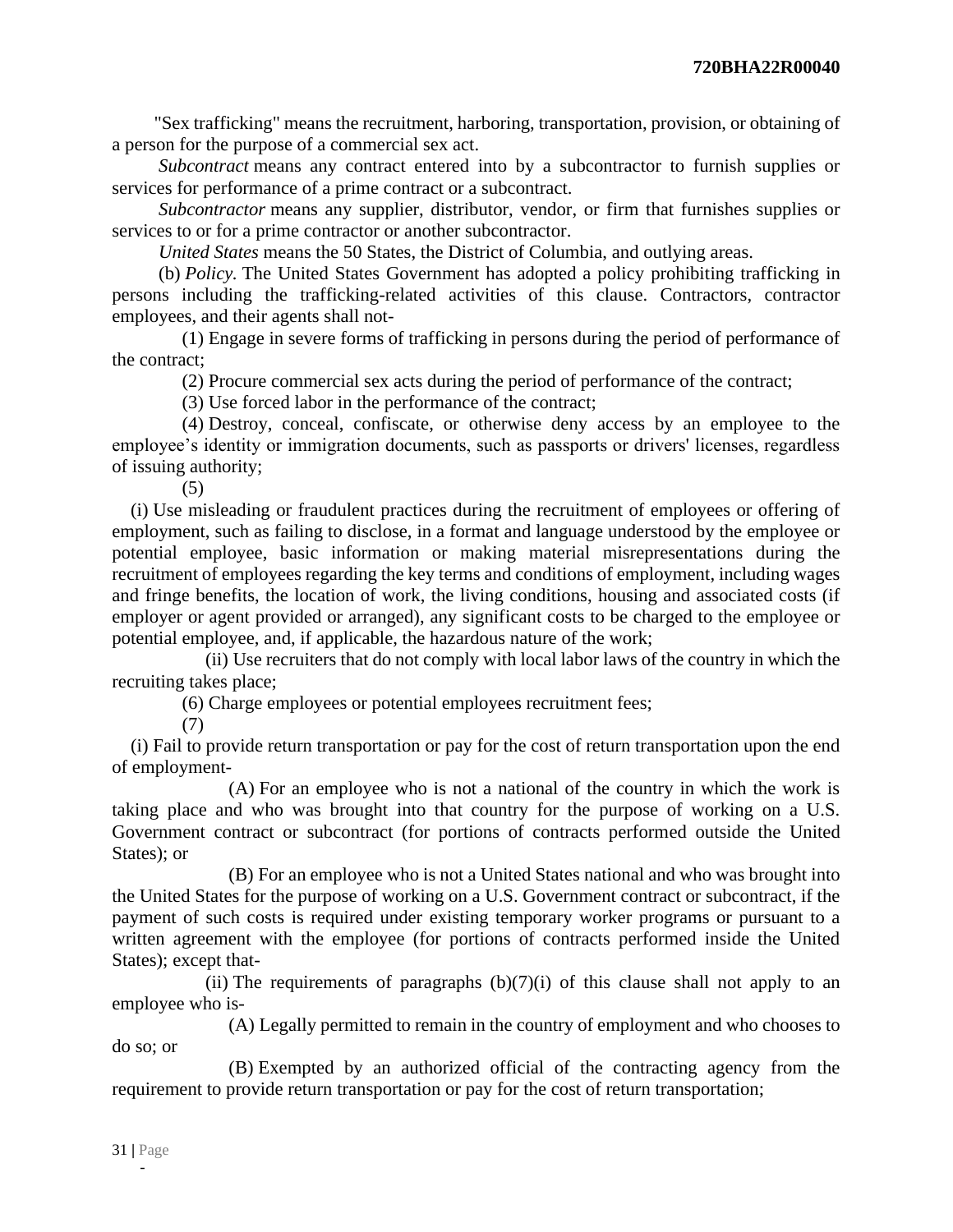"Sex trafficking" means the recruitment, harboring, transportation, provision, or obtaining of a person for the purpose of a commercial sex act.

*Subcontract* means any contract entered into by a subcontractor to furnish supplies or services for performance of a prime contract or a subcontract.

*Subcontractor* means any supplier, distributor, vendor, or firm that furnishes supplies or services to or for a prime contractor or another subcontractor.

*United States* means the 50 States, the District of Columbia, and outlying areas.

(b) *Policy.* The United States Government has adopted a policy prohibiting trafficking in persons including the trafficking-related activities of this clause. Contractors, contractor employees, and their agents shall not-

(1) Engage in severe forms of trafficking in persons during the period of performance of the contract;

(2) Procure commercial sex acts during the period of performance of the contract;

(3) Use forced labor in the performance of the contract;

(4) Destroy, conceal, confiscate, or otherwise deny access by an employee to the employee's identity or immigration documents, such as passports or drivers' licenses, regardless of issuing authority;

(5)

(i) Use misleading or fraudulent practices during the recruitment of employees or offering of employment, such as failing to disclose, in a format and language understood by the employee or potential employee, basic information or making material misrepresentations during the recruitment of employees regarding the key terms and conditions of employment, including wages and fringe benefits, the location of work, the living conditions, housing and associated costs (if employer or agent provided or arranged), any significant costs to be charged to the employee or potential employee, and, if applicable, the hazardous nature of the work;

(ii) Use recruiters that do not comply with local labor laws of the country in which the recruiting takes place;

(6) Charge employees or potential employees recruitment fees;

(7)

(i) Fail to provide return transportation or pay for the cost of return transportation upon the end of employment-

(A) For an employee who is not a national of the country in which the work is taking place and who was brought into that country for the purpose of working on a U.S. Government contract or subcontract (for portions of contracts performed outside the United States); or

(B) For an employee who is not a United States national and who was brought into the United States for the purpose of working on a U.S. Government contract or subcontract, if the payment of such costs is required under existing temporary worker programs or pursuant to a written agreement with the employee (for portions of contracts performed inside the United States); except that-

(ii) The requirements of paragraphs (b)(7)(i) of this clause shall not apply to an employee who is-

(A) Legally permitted to remain in the country of employment and who chooses to do so; or

(B) Exempted by an authorized official of the contracting agency from the requirement to provide return transportation or pay for the cost of return transportation;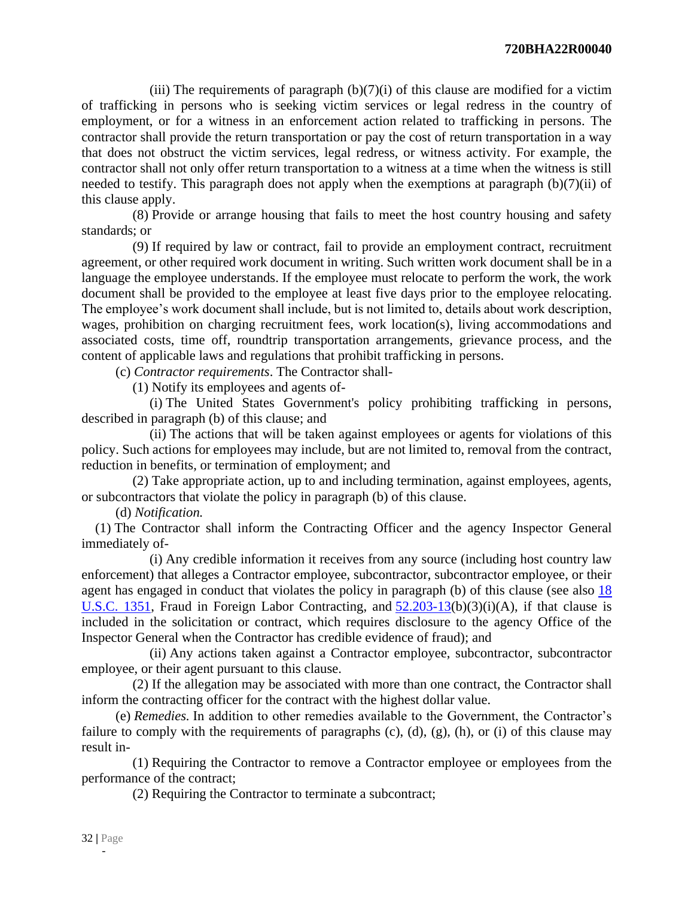(iii) The requirements of paragraph (b)(7)(i) of this clause are modified for a victim of trafficking in persons who is seeking victim services or legal redress in the country of employment, or for a witness in an enforcement action related to trafficking in persons. The contractor shall provide the return transportation or pay the cost of return transportation in a way that does not obstruct the victim services, legal redress, or witness activity. For example, the contractor shall not only offer return transportation to a witness at a time when the witness is still needed to testify. This paragraph does not apply when the exemptions at paragraph (b)(7)(ii) of this clause apply.

(8) Provide or arrange housing that fails to meet the host country housing and safety standards; or

(9) If required by law or contract, fail to provide an employment contract, recruitment agreement, or other required work document in writing. Such written work document shall be in a language the employee understands. If the employee must relocate to perform the work, the work document shall be provided to the employee at least five days prior to the employee relocating. The employee's work document shall include, but is not limited to, details about work description, wages, prohibition on charging recruitment fees, work location(s), living accommodations and associated costs, time off, roundtrip transportation arrangements, grievance process, and the content of applicable laws and regulations that prohibit trafficking in persons.

(c) *Contractor requirements*. The Contractor shall-

(1) Notify its employees and agents of-

(i) The United States Government's policy prohibiting trafficking in persons, described in paragraph (b) of this clause; and

(ii) The actions that will be taken against employees or agents for violations of this policy. Such actions for employees may include, but are not limited to, removal from the contract, reduction in benefits, or termination of employment; and

(2) Take appropriate action, up to and including termination, against employees, agents, or subcontractors that violate the policy in paragraph (b) of this clause.

(d) *Notification.*

(1) The Contractor shall inform the Contracting Officer and the agency Inspector General immediately of-

(i) Any credible information it receives from any source (including host country law enforcement) that alleges a Contractor employee, subcontractor, subcontractor employee, or their agent has engaged in conduct that violates the policy in paragraph (b) of this clause (see also 18 U.S.C. 1351, Fraud in Foreign Labor Contracting, and 52.203-13(b)(3)(i)(A), if that clause is included in the solicitation or contract, which requires disclosure to the agency Office of the Inspector General when the Contractor has credible evidence of fraud); and

(ii) Any actions taken against a Contractor employee, subcontractor, subcontractor employee, or their agent pursuant to this clause.

(2) If the allegation may be associated with more than one contract, the Contractor shall inform the contracting officer for the contract with the highest dollar value.

(e) *Remedies.* In addition to other remedies available to the Government, the Contractor's failure to comply with the requirements of paragraphs (c), (d), (g), (h), or (i) of this clause may result in-

(1) Requiring the Contractor to remove a Contractor employee or employees from the performance of the contract;

(2) Requiring the Contractor to terminate a subcontract;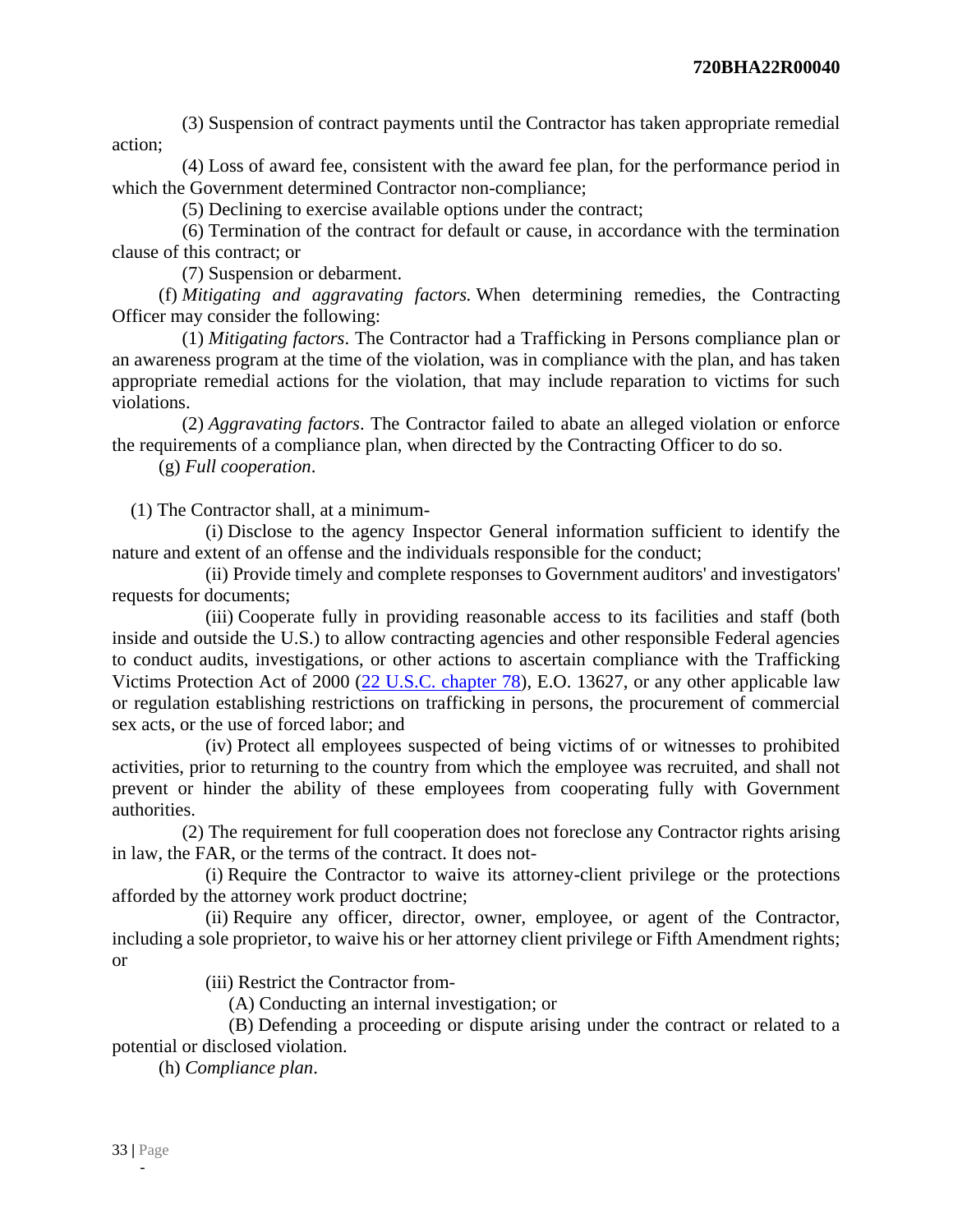(3) Suspension of contract payments until the Contractor has taken appropriate remedial action;

(4) Loss of award fee, consistent with the award fee plan, for the performance period in which the Government determined Contractor non-compliance;

(5) Declining to exercise available options under the contract;

(6) Termination of the contract for default or cause, in accordance with the termination clause of this contract; or

(7) Suspension or debarment.

(f) *Mitigating and aggravating factors.* When determining remedies, the Contracting Officer may consider the following:

(1) *Mitigating factors*. The Contractor had a Trafficking in Persons compliance plan or an awareness program at the time of the violation, was in compliance with the plan, and has taken appropriate remedial actions for the violation, that may include reparation to victims for such violations.

(2) *Aggravating factors*. The Contractor failed to abate an alleged violation or enforce the requirements of a compliance plan, when directed by the Contracting Officer to do so.

(g) *Full cooperation*.

(1) The Contractor shall, at a minimum-

(i) Disclose to the agency Inspector General information sufficient to identify the nature and extent of an offense and the individuals responsible for the conduct;

(ii) Provide timely and complete responses to Government auditors' and investigators' requests for documents;

(iii) Cooperate fully in providing reasonable access to its facilities and staff (both inside and outside the U.S.) to allow contracting agencies and other responsible Federal agencies to conduct audits, investigations, or other actions to ascertain compliance with the Trafficking Victims Protection Act of 2000 (22 U.S.C. chapter 78), E.O. 13627, or any other applicable law or regulation establishing restrictions on trafficking in persons, the procurement of commercial sex acts, or the use of forced labor; and

(iv) Protect all employees suspected of being victims of or witnesses to prohibited activities, prior to returning to the country from which the employee was recruited, and shall not prevent or hinder the ability of these employees from cooperating fully with Government authorities.

(2) The requirement for full cooperation does not foreclose any Contractor rights arising in law, the FAR, or the terms of the contract. It does not-

(i) Require the Contractor to waive its attorney-client privilege or the protections afforded by the attorney work product doctrine;

(ii) Require any officer, director, owner, employee, or agent of the Contractor, including a sole proprietor, to waive his or her attorney client privilege or Fifth Amendment rights; or

(iii) Restrict the Contractor from-

(A) Conducting an internal investigation; or

(B) Defending a proceeding or dispute arising under the contract or related to a potential or disclosed violation.

(h) *Compliance plan*.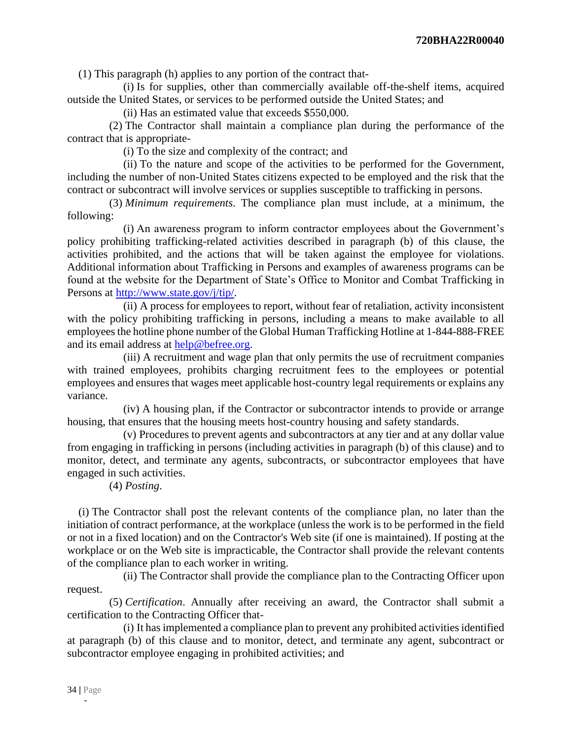(1) This paragraph (h) applies to any portion of the contract that-

(i) Is for supplies, other than commercially available off-the-shelf items, acquired outside the United States, or services to be performed outside the United States; and

(ii) Has an estimated value that exceeds $550,000.

(2) The Contractor shall maintain a compliance plan during the performance of the contract that is appropriate-

(i) To the size and complexity of the contract; and

(ii) To the nature and scope of the activities to be performed for the Government, including the number of non-United States citizens expected to be employed and the risk that the contract or subcontract will involve services or supplies susceptible to trafficking in persons.

(3) *Minimum requirements*. The compliance plan must include, at a minimum, the following:

(i) An awareness program to inform contractor employees about the Government's policy prohibiting trafficking-related activities described in paragraph (b) of this clause, the activities prohibited, and the actions that will be taken against the employee for violations. Additional information about Trafficking in Persons and examples of awareness programs can be found at the website for the Department of State's Office to Monitor and Combat Trafficking in Persons at [http://www.state.gov/j/tip/](http://www.state.gov/j/tip/).

(ii) A process for employees to report, without fear of retaliation, activity inconsistent with the policy prohibiting trafficking in persons, including a means to make available to all employees the hotline phone number of the Global Human Trafficking Hotline at 1-844-888-FREE and its email address at [help@befree.org](mailto:help@befree.org).

(iii) A recruitment and wage plan that only permits the use of recruitment companies with trained employees, prohibits charging recruitment fees to the employees or potential employees and ensures that wages meet applicable host-country legal requirements or explains any variance.

(iv) A housing plan, if the Contractor or subcontractor intends to provide or arrange housing, that ensures that the housing meets host-country housing and safety standards.

(v) Procedures to prevent agents and subcontractors at any tier and at any dollar value from engaging in trafficking in persons (including activities in paragraph (b) of this clause) and to monitor, detect, and terminate any agents, subcontracts, or subcontractor employees that have engaged in such activities.

(4) *Posting*.

(i) The Contractor shall post the relevant contents of the compliance plan, no later than the initiation of contract performance, at the workplace (unless the work is to be performed in the field or not in a fixed location) and on the Contractor's Web site (if one is maintained). If posting at the workplace or on the Web site is impracticable, the Contractor shall provide the relevant contents of the compliance plan to each worker in writing.

(ii) The Contractor shall provide the compliance plan to the Contracting Officer upon request.

(5) *Certification*. Annually after receiving an award, the Contractor shall submit a certification to the Contracting Officer that-

(i) It has implemented a compliance plan to prevent any prohibited activities identified at paragraph (b) of this clause and to monitor, detect, and terminate any agent, subcontract or subcontractor employee engaging in prohibited activities; and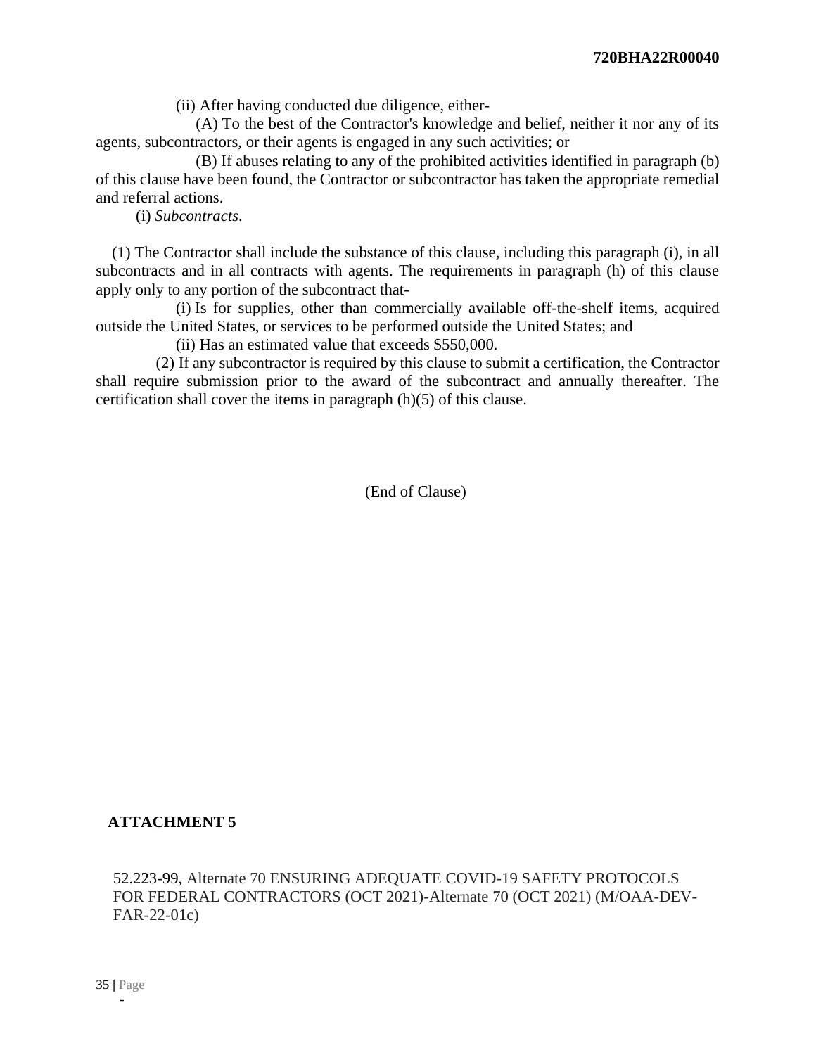(ii) After having conducted due diligence, either-

(A) To the best of the Contractor's knowledge and belief, neither it nor any of its agents, subcontractors, or their agents is engaged in any such activities; or

(B) If abuses relating to any of the prohibited activities identified in paragraph (b) of this clause have been found, the Contractor or subcontractor has taken the appropriate remedial and referral actions.

(i) *Subcontracts*.

(1) The Contractor shall include the substance of this clause, including this paragraph (i), in all subcontracts and in all contracts with agents. The requirements in paragraph (h) of this clause apply only to any portion of the subcontract that-

(i) Is for supplies, other than commercially available off-the-shelf items, acquired outside the United States, or services to be performed outside the United States; and

(ii) Has an estimated value that exceeds $550,000.

(2) If any subcontractor is required by this clause to submit a certification, the Contractor shall require submission prior to the award of the subcontract and annually thereafter. The certification shall cover the items in paragraph (h)(5) of this clause.

(End of Clause)

**ATTACHMENT 5**

52.223-99, Alternate 70 ENSURING ADEQUATE COVID-19 SAFETY PROTOCOLS FOR FEDERAL CONTRACTORS (OCT 2021)-Alternate 70 (OCT 2021) (M/OAA-DEV-FAR-22-01c)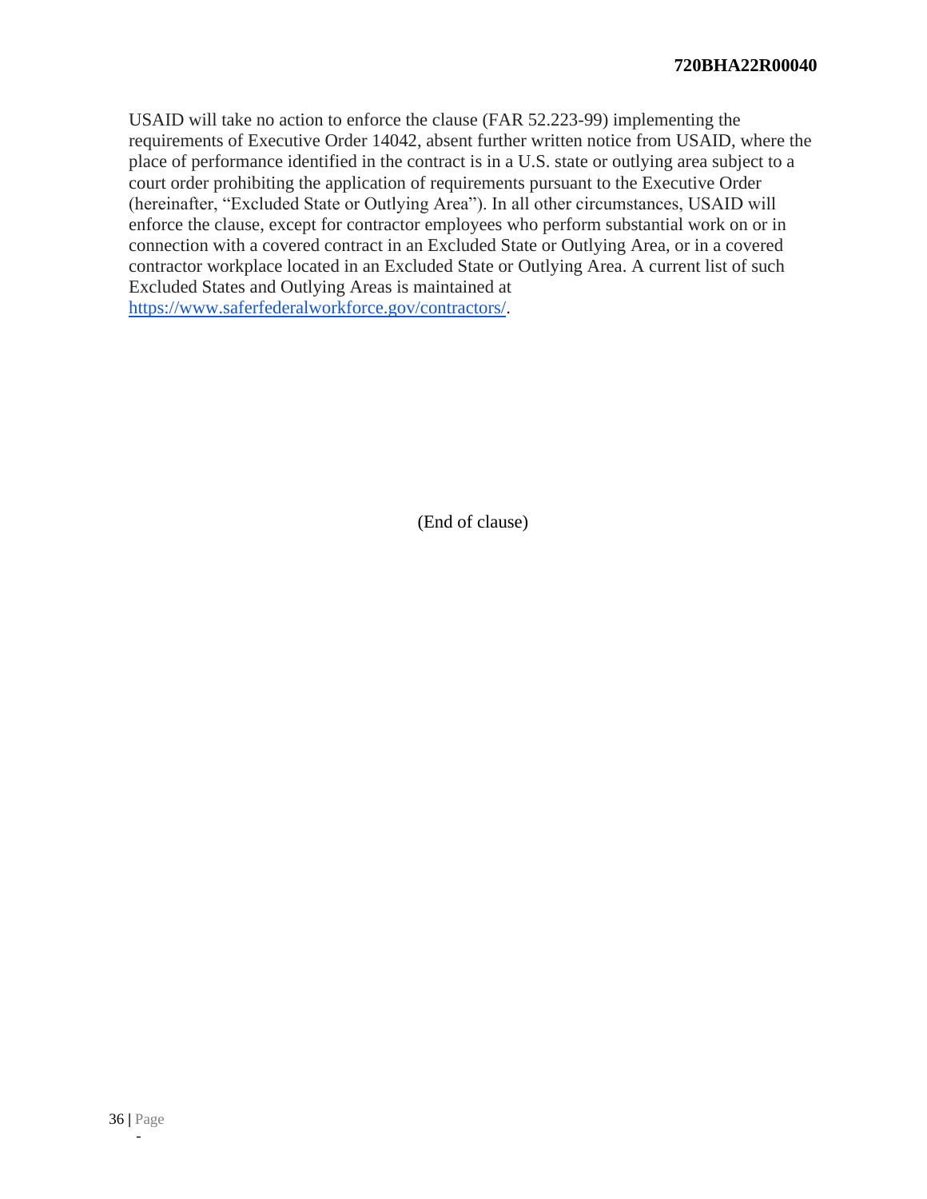USAID will take no action to enforce the clause (FAR 52.223-99) implementing the requirements of Executive Order 14042, absent further written notice from USAID, where the place of performance identified in the contract is in a U.S. state or outlying area subject to a court order prohibiting the application of requirements pursuant to the Executive Order (hereinafter, "Excluded State or Outlying Area"). In all other circumstances, USAID will enforce the clause, except for contractor employees who perform substantial work on or in connection with a covered contract in an Excluded State or Outlying Area, or in a covered contractor workplace located in an Excluded State or Outlying Area. A current list of such Excluded States and Outlying Areas is maintained at https://www.saferfederalworkforce.gov/contractors/.

(End of clause)